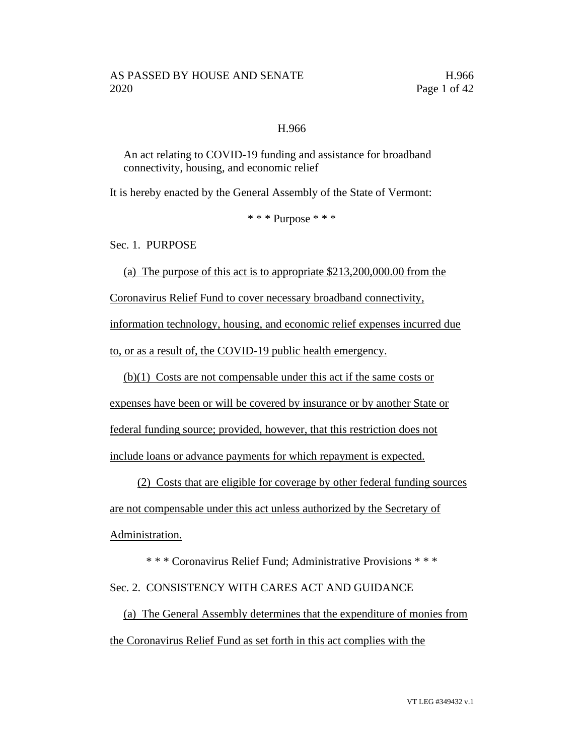# H.966

An act relating to COVID-19 funding and assistance for broadband connectivity, housing, and economic relief

It is hereby enacted by the General Assembly of the State of Vermont:

\* \* \* Purpose \* \* \*

## Sec. 1. PURPOSE

(a) The purpose of this act is to appropriate $213,200,000.00 from the Coronavirus Relief Fund to cover necessary broadband connectivity, information technology, housing, and economic relief expenses incurred due to, or as a result of, the COVID-19 public health emergency.

(b)(1) Costs are not compensable under this act if the same costs or expenses have been or will be covered by insurance or by another State or federal funding source; provided, however, that this restriction does not include loans or advance payments for which repayment is expected.

(2) Costs that are eligible for coverage by other federal funding sources are not compensable under this act unless authorized by the Secretary of Administration.

\* \* \* Coronavirus Relief Fund; Administrative Provisions \* \* \*

## Sec. 2. CONSISTENCY WITH CARES ACT AND GUIDANCE

(a) The General Assembly determines that the expenditure of monies from the Coronavirus Relief Fund as set forth in this act complies with the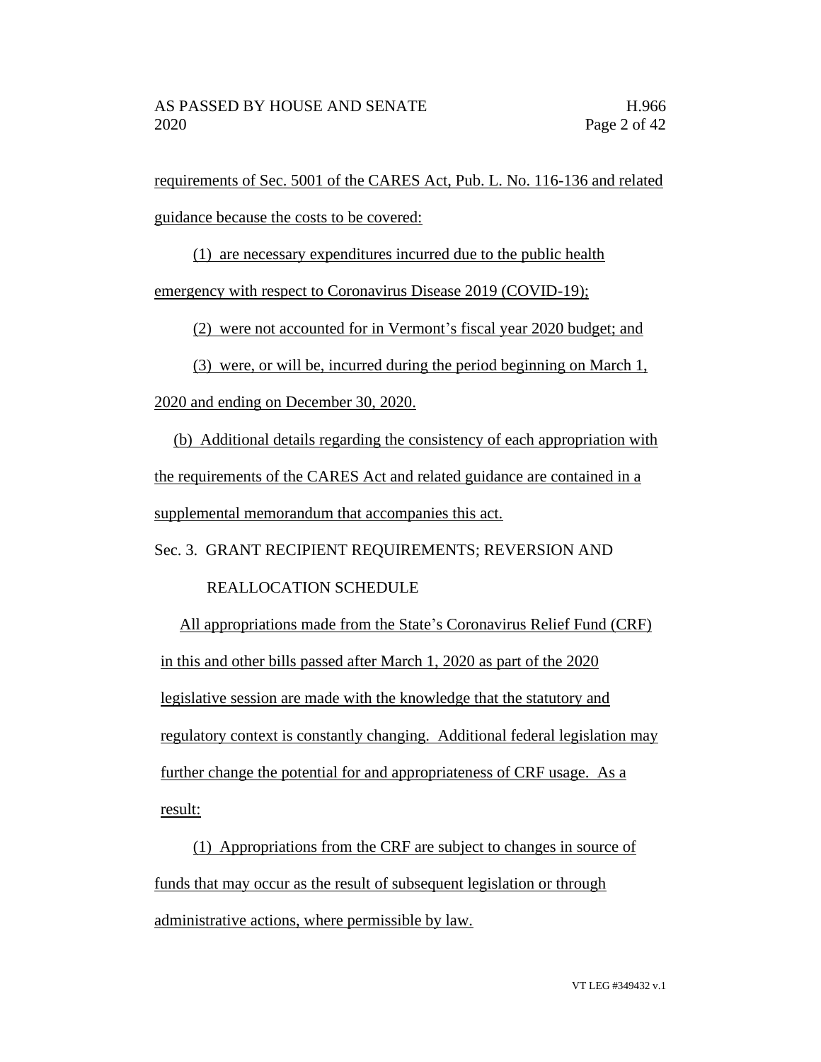requirements of Sec. 5001 of the CARES Act, Pub. L. No. 116-136 and related guidance because the costs to be covered:

(1) are necessary expenditures incurred due to the public health emergency with respect to Coronavirus Disease 2019 (COVID-19);

(2) were not accounted for in Vermont's fiscal year 2020 budget; and

(3) were, or will be, incurred during the period beginning on March 1, 2020 and ending on December 30, 2020.

(b) Additional details regarding the consistency of each appropriation with the requirements of the CARES Act and related guidance are contained in a supplemental memorandum that accompanies this act.

Sec. 3. GRANT RECIPIENT REQUIREMENTS; REVERSION AND REALLOCATION SCHEDULE

All appropriations made from the State's Coronavirus Relief Fund (CRF) in this and other bills passed after March 1, 2020 as part of the 2020 legislative session are made with the knowledge that the statutory and regulatory context is constantly changing. Additional federal legislation may further change the potential for and appropriateness of CRF usage. As a result:

(1) Appropriations from the CRF are subject to changes in source of funds that may occur as the result of subsequent legislation or through administrative actions, where permissible by law.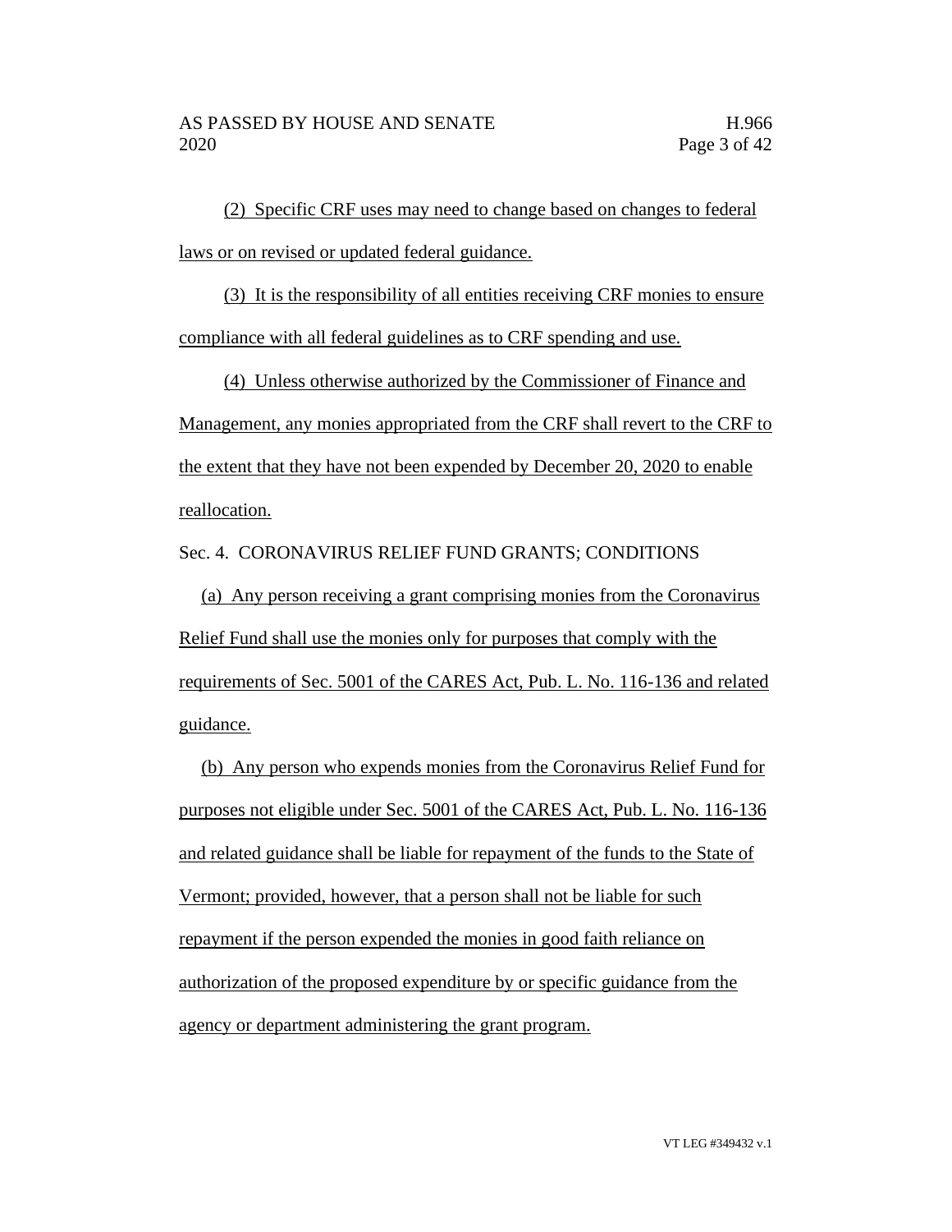(2) Specific CRF uses may need to change based on changes to federal laws or on revised or updated federal guidance.

(3) It is the responsibility of all entities receiving CRF monies to ensure compliance with all federal guidelines as to CRF spending and use.

(4) Unless otherwise authorized by the Commissioner of Finance and Management, any monies appropriated from the CRF shall revert to the CRF to the extent that they have not been expended by December 20, 2020 to enable reallocation.

Sec. 4. CORONAVIRUS RELIEF FUND GRANTS; CONDITIONS

(a) Any person receiving a grant comprising monies from the Coronavirus Relief Fund shall use the monies only for purposes that comply with the requirements of Sec. 5001 of the CARES Act, Pub. L. No. 116-136 and related guidance.

(b) Any person who expends monies from the Coronavirus Relief Fund for purposes not eligible under Sec. 5001 of the CARES Act, Pub. L. No. 116-136 and related guidance shall be liable for repayment of the funds to the State of Vermont; provided, however, that a person shall not be liable for such repayment if the person expended the monies in good faith reliance on authorization of the proposed expenditure by or specific guidance from the agency or department administering the grant program.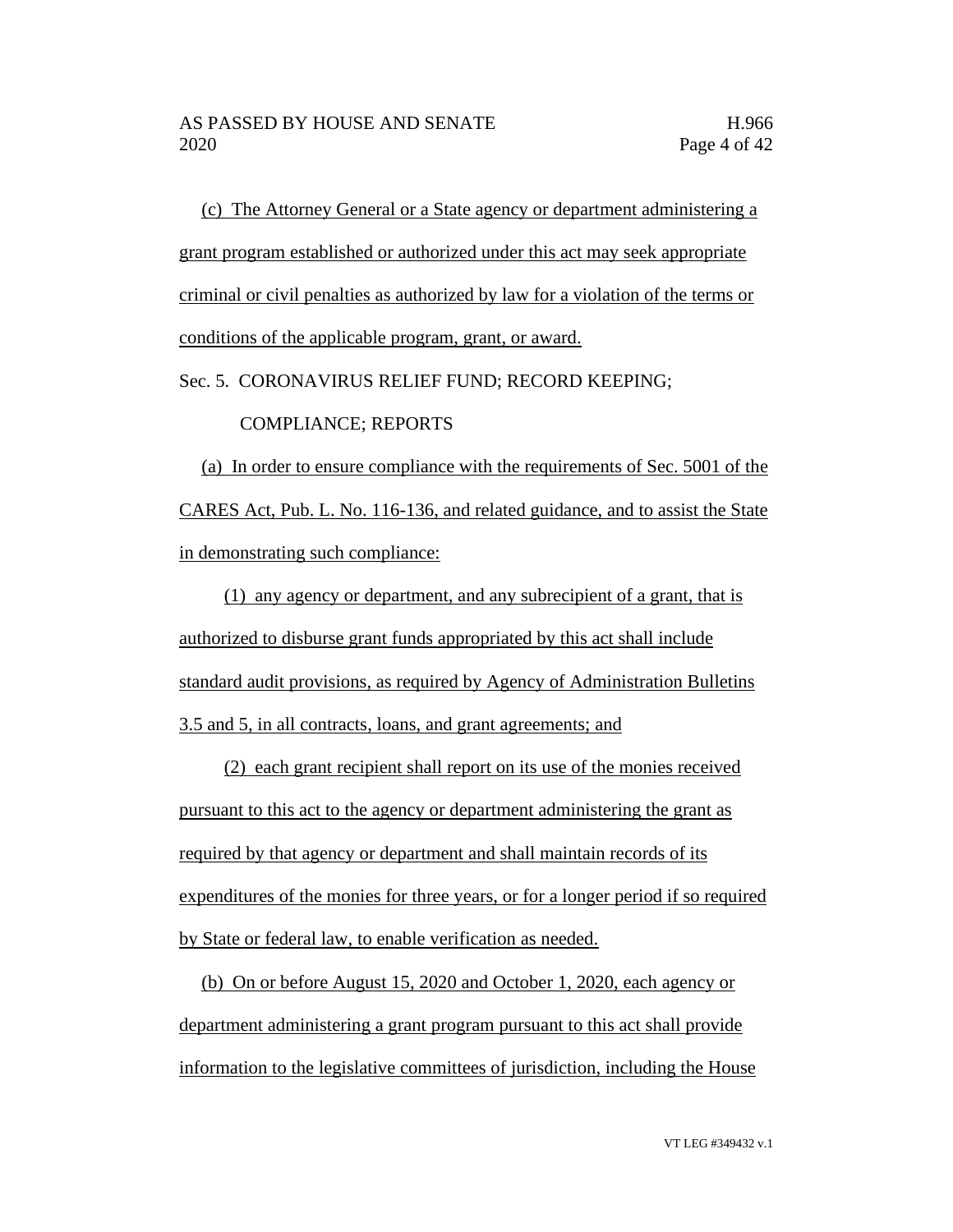(c) The Attorney General or a State agency or department administering a grant program established or authorized under this act may seek appropriate criminal or civil penalties as authorized by law for a violation of the terms or conditions of the applicable program, grant, or award.

Sec. 5. CORONAVIRUS RELIEF FUND; RECORD KEEPING; COMPLIANCE; REPORTS

(a) In order to ensure compliance with the requirements of Sec. 5001 of the CARES Act, Pub. L. No. 116-136, and related guidance, and to assist the State in demonstrating such compliance:

(1) any agency or department, and any subrecipient of a grant, that is authorized to disburse grant funds appropriated by this act shall include standard audit provisions, as required by Agency of Administration Bulletins 3.5 and 5, in all contracts, loans, and grant agreements; and

(2) each grant recipient shall report on its use of the monies received pursuant to this act to the agency or department administering the grant as required by that agency or department and shall maintain records of its expenditures of the monies for three years, or for a longer period if so required by State or federal law, to enable verification as needed.

(b) On or before August 15, 2020 and October 1, 2020, each agency or department administering a grant program pursuant to this act shall provide information to the legislative committees of jurisdiction, including the House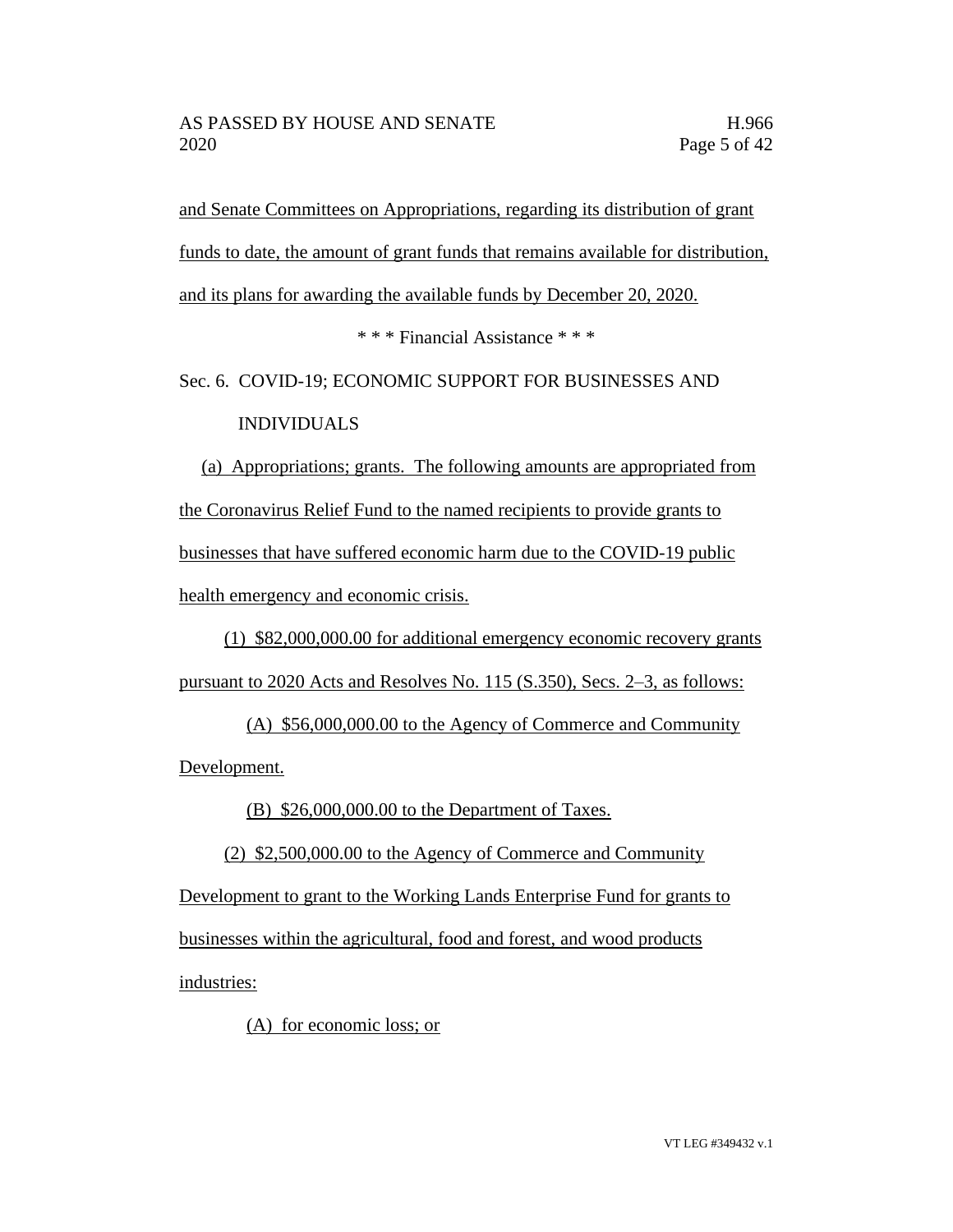and Senate Committees on Appropriations, regarding its distribution of grant funds to date, the amount of grant funds that remains available for distribution, and its plans for awarding the available funds by December 20, 2020.

\* \* \* Financial Assistance \* \* \*

Sec. 6. COVID-19; ECONOMIC SUPPORT FOR BUSINESSES AND INDIVIDUALS

(a) Appropriations; grants. The following amounts are appropriated from the Coronavirus Relief Fund to the named recipients to provide grants to businesses that have suffered economic harm due to the COVID-19 public health emergency and economic crisis.

(1) $82,000,000.00 for additional emergency economic recovery grants pursuant to 2020 Acts and Resolves No. 115 (S.350), Secs. 2–3, as follows:

(A) $56,000,000.00 to the Agency of Commerce and Community Development.

(B) $26,000,000.00 to the Department of Taxes.

(2) $2,500,000.00 to the Agency of Commerce and Community Development to grant to the Working Lands Enterprise Fund for grants to businesses within the agricultural, food and forest, and wood products industries:

(A) for economic loss; or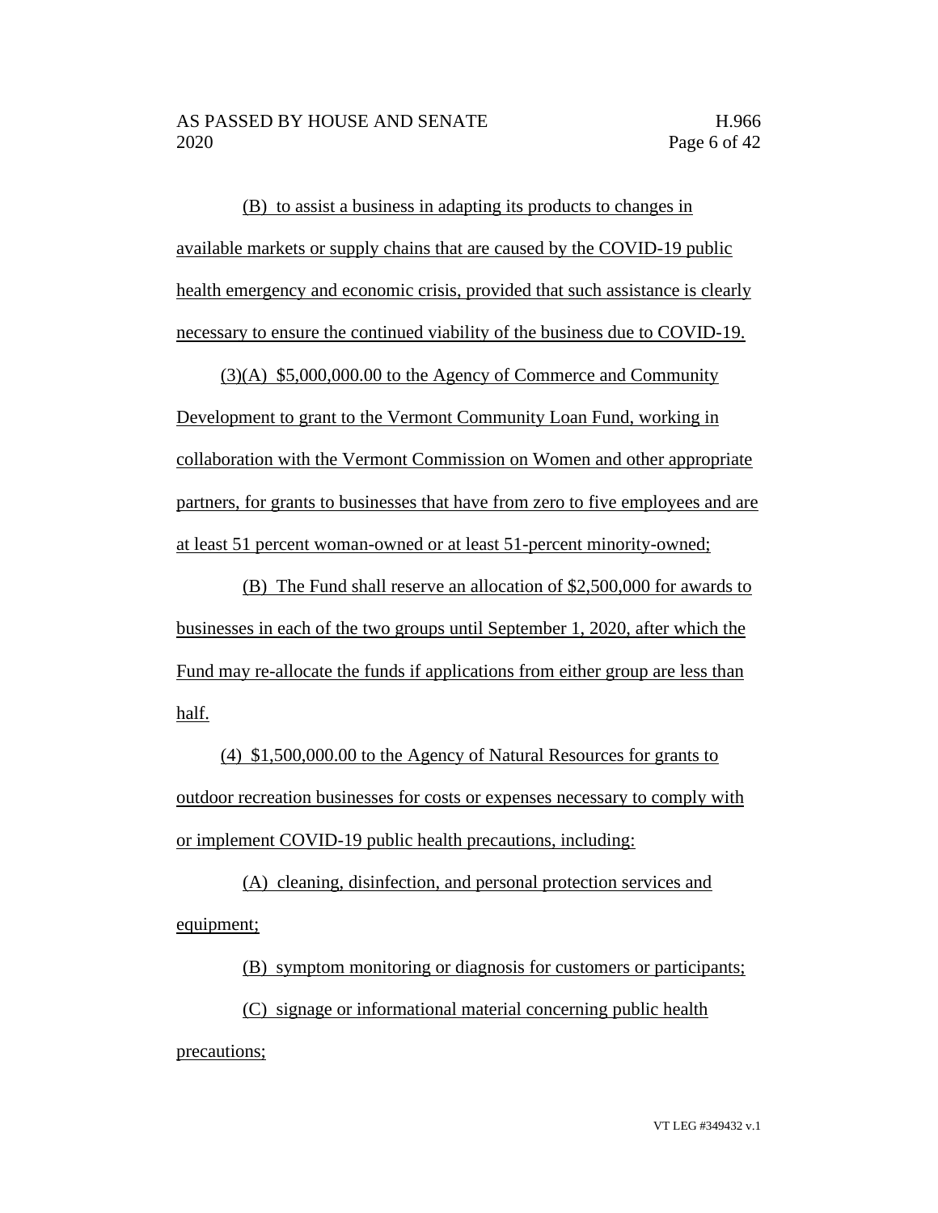(B) to assist a business in adapting its products to changes in available markets or supply chains that are caused by the COVID-19 public health emergency and economic crisis, provided that such assistance is clearly necessary to ensure the continued viability of the business due to COVID-19.

(3)(A) $5,000,000.00 to the Agency of Commerce and Community Development to grant to the Vermont Community Loan Fund, working in collaboration with the Vermont Commission on Women and other appropriate partners, for grants to businesses that have from zero to five employees and are at least 51 percent woman-owned or at least 51-percent minority-owned;

(B) The Fund shall reserve an allocation of $2,500,000 for awards to businesses in each of the two groups until September 1, 2020, after which the Fund may re-allocate the funds if applications from either group are less than half.

(4) $1,500,000.00 to the Agency of Natural Resources for grants to outdoor recreation businesses for costs or expenses necessary to comply with or implement COVID-19 public health precautions, including:

(A) cleaning, disinfection, and personal protection services and equipment;

(B) symptom monitoring or diagnosis for customers or participants;

(C) signage or informational material concerning public health precautions;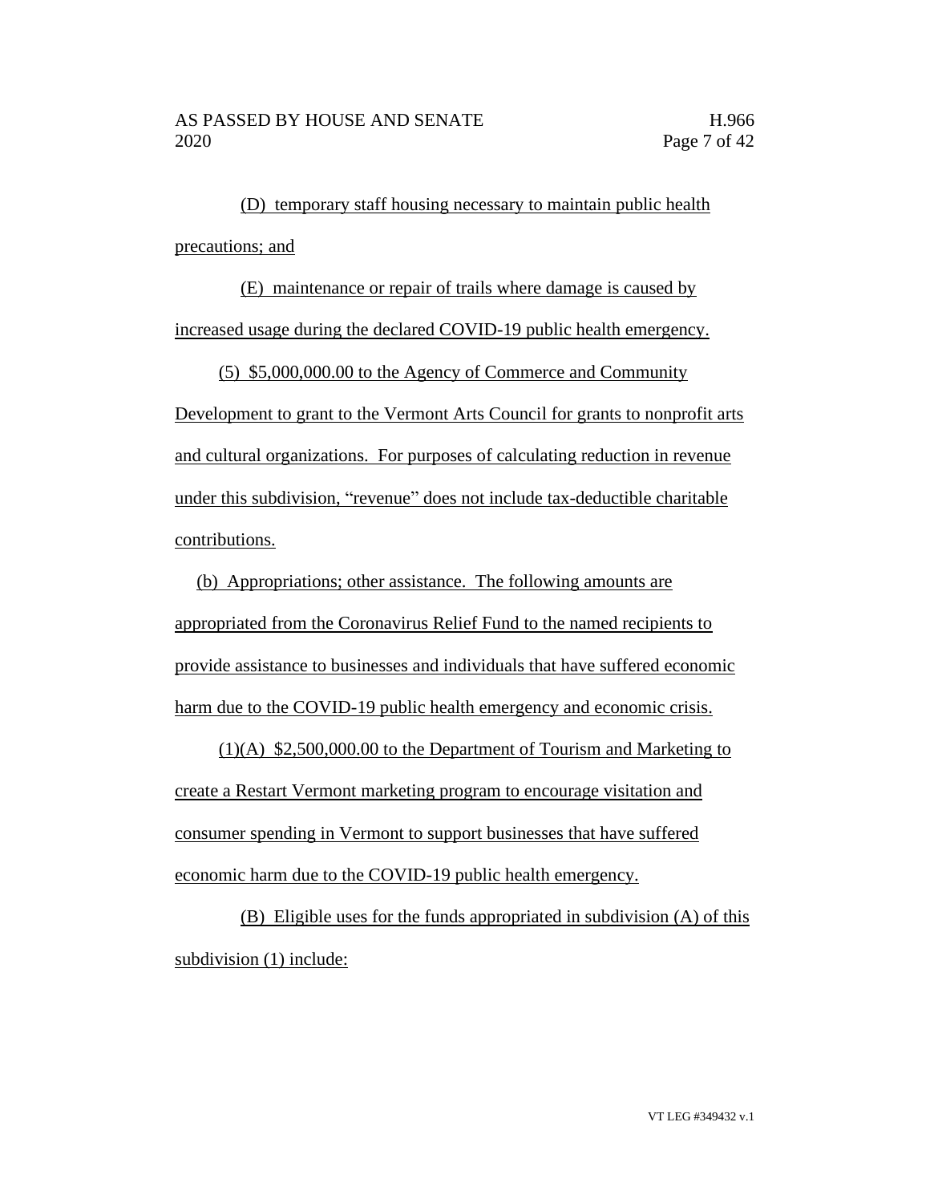(D) temporary staff housing necessary to maintain public health precautions; and

(E) maintenance or repair of trails where damage is caused by increased usage during the declared COVID-19 public health emergency.

(5) $5,000,000.00 to the Agency of Commerce and Community Development to grant to the Vermont Arts Council for grants to nonprofit arts and cultural organizations. For purposes of calculating reduction in revenue under this subdivision, "revenue" does not include tax-deductible charitable contributions.

(b) Appropriations; other assistance. The following amounts are appropriated from the Coronavirus Relief Fund to the named recipients to provide assistance to businesses and individuals that have suffered economic harm due to the COVID-19 public health emergency and economic crisis.

(1)(A) $2,500,000.00 to the Department of Tourism and Marketing to create a Restart Vermont marketing program to encourage visitation and consumer spending in Vermont to support businesses that have suffered economic harm due to the COVID-19 public health emergency.

(B) Eligible uses for the funds appropriated in subdivision (A) of this subdivision (1) include: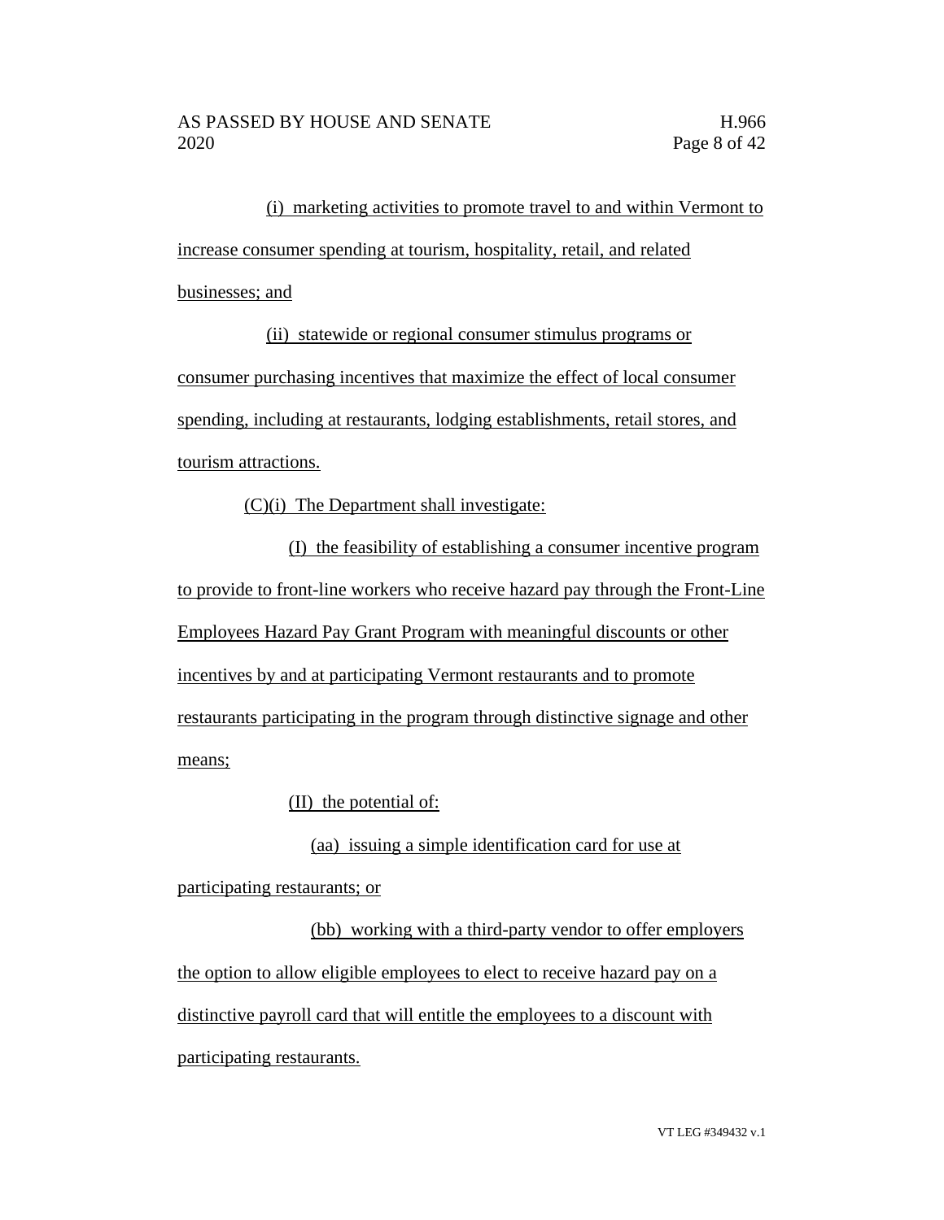(i) marketing activities to promote travel to and within Vermont to increase consumer spending at tourism, hospitality, retail, and related businesses; and

(ii) statewide or regional consumer stimulus programs or consumer purchasing incentives that maximize the effect of local consumer spending, including at restaurants, lodging establishments, retail stores, and tourism attractions.

(C)(i) The Department shall investigate:

(I) the feasibility of establishing a consumer incentive program to provide to front-line workers who receive hazard pay through the Front-Line Employees Hazard Pay Grant Program with meaningful discounts or other incentives by and at participating Vermont restaurants and to promote restaurants participating in the program through distinctive signage and other means;

(II) the potential of:

(aa) issuing a simple identification card for use at participating restaurants; or

(bb) working with a third-party vendor to offer employers the option to allow eligible employees to elect to receive hazard pay on a distinctive payroll card that will entitle the employees to a discount with participating restaurants.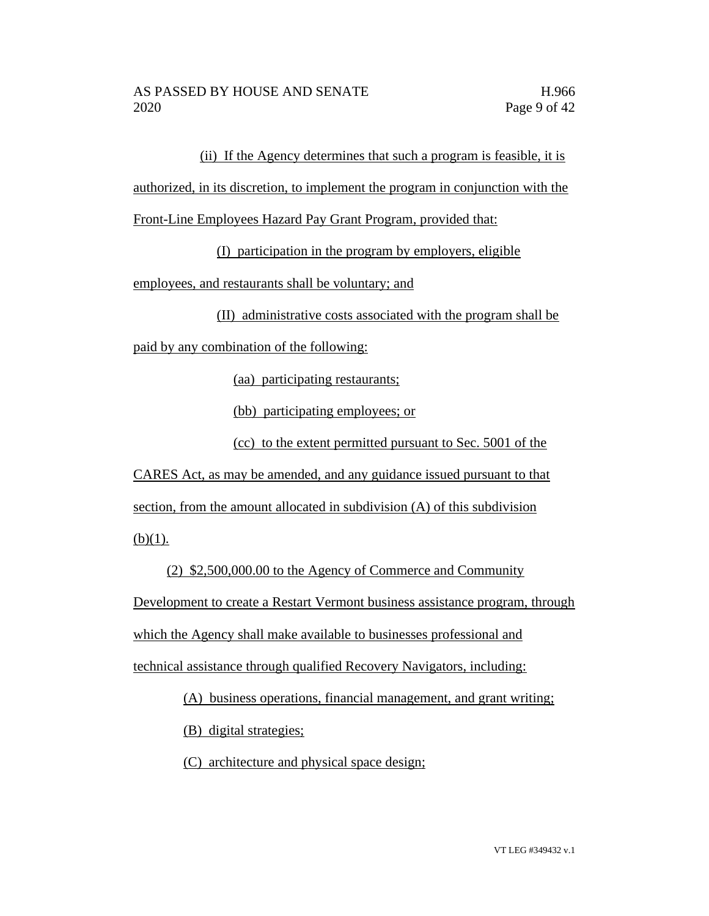(ii) If the Agency determines that such a program is feasible, it is authorized, in its discretion, to implement the program in conjunction with the Front-Line Employees Hazard Pay Grant Program, provided that:

(I) participation in the program by employers, eligible employees, and restaurants shall be voluntary; and

(II) administrative costs associated with the program shall be paid by any combination of the following:

(aa) participating restaurants;

(bb) participating employees; or

(cc) to the extent permitted pursuant to Sec. 5001 of the CARES Act, as may be amended, and any guidance issued pursuant to that section, from the amount allocated in subdivision (A) of this subdivision (b)(1).

(2) $2,500,000.00 to the Agency of Commerce and Community Development to create a Restart Vermont business assistance program, through which the Agency shall make available to businesses professional and technical assistance through qualified Recovery Navigators, including:

(A) business operations, financial management, and grant writing;

(B) digital strategies;

(C) architecture and physical space design;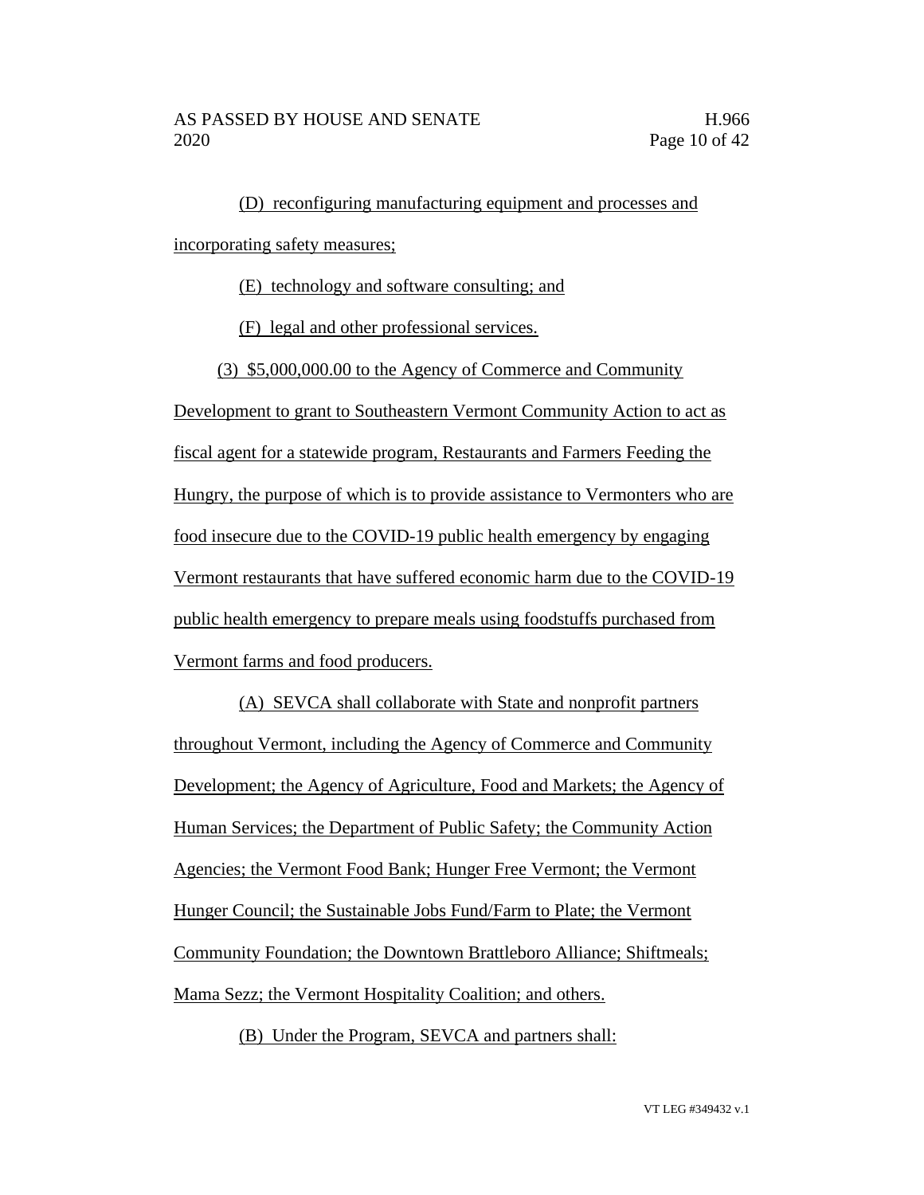(D) reconfiguring manufacturing equipment and processes and incorporating safety measures;

(E) technology and software consulting; and

(F) legal and other professional services.

(3) $5,000,000.00 to the Agency of Commerce and Community Development to grant to Southeastern Vermont Community Action to act as fiscal agent for a statewide program, Restaurants and Farmers Feeding the Hungry, the purpose of which is to provide assistance to Vermonters who are food insecure due to the COVID-19 public health emergency by engaging Vermont restaurants that have suffered economic harm due to the COVID-19 public health emergency to prepare meals using foodstuffs purchased from Vermont farms and food producers.

(A) SEVCA shall collaborate with State and nonprofit partners throughout Vermont, including the Agency of Commerce and Community Development; the Agency of Agriculture, Food and Markets; the Agency of Human Services; the Department of Public Safety; the Community Action Agencies; the Vermont Food Bank; Hunger Free Vermont; the Vermont Hunger Council; the Sustainable Jobs Fund/Farm to Plate; the Vermont Community Foundation; the Downtown Brattleboro Alliance; Shiftmeals; Mama Sezz; the Vermont Hospitality Coalition; and others.

(B) Under the Program, SEVCA and partners shall: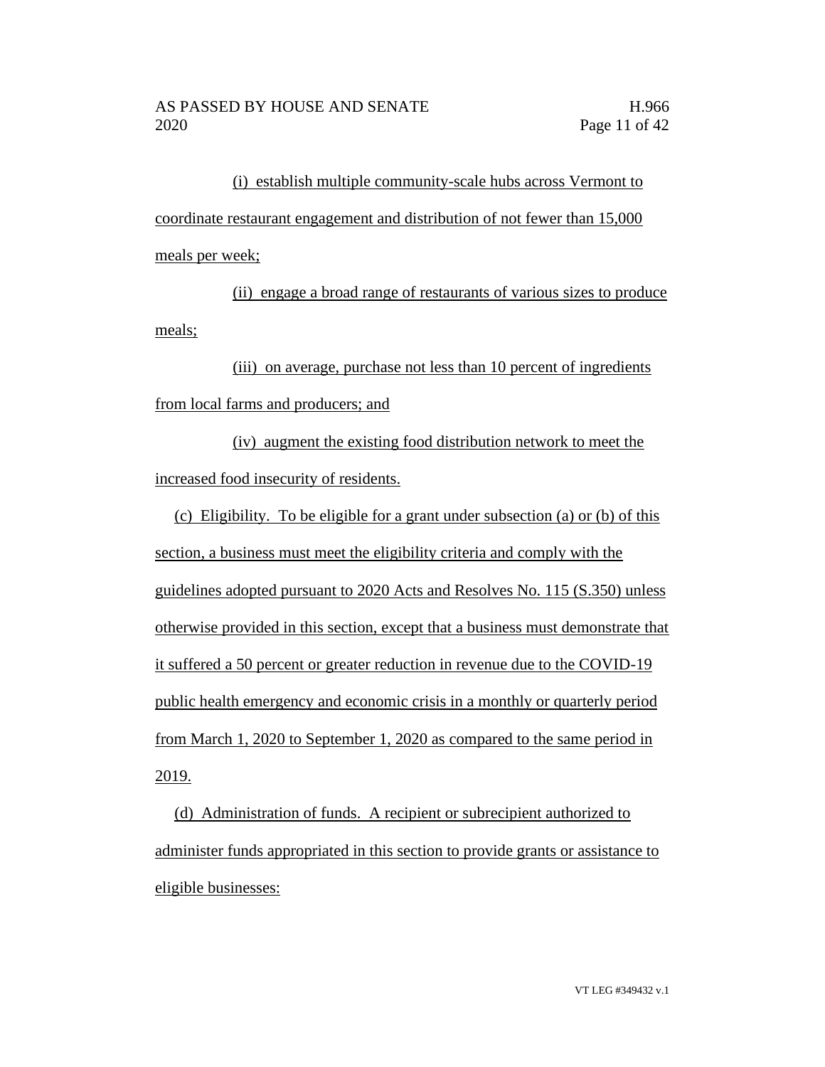(i) establish multiple community-scale hubs across Vermont to coordinate restaurant engagement and distribution of not fewer than 15,000 meals per week;

(ii) engage a broad range of restaurants of various sizes to produce meals;

(iii) on average, purchase not less than 10 percent of ingredients from local farms and producers; and

(iv) augment the existing food distribution network to meet the increased food insecurity of residents.

(c) Eligibility. To be eligible for a grant under subsection (a) or (b) of this section, a business must meet the eligibility criteria and comply with the guidelines adopted pursuant to 2020 Acts and Resolves No. 115 (S.350) unless otherwise provided in this section, except that a business must demonstrate that it suffered a 50 percent or greater reduction in revenue due to the COVID-19 public health emergency and economic crisis in a monthly or quarterly period from March 1, 2020 to September 1, 2020 as compared to the same period in 2019.

(d) Administration of funds. A recipient or subrecipient authorized to administer funds appropriated in this section to provide grants or assistance to eligible businesses: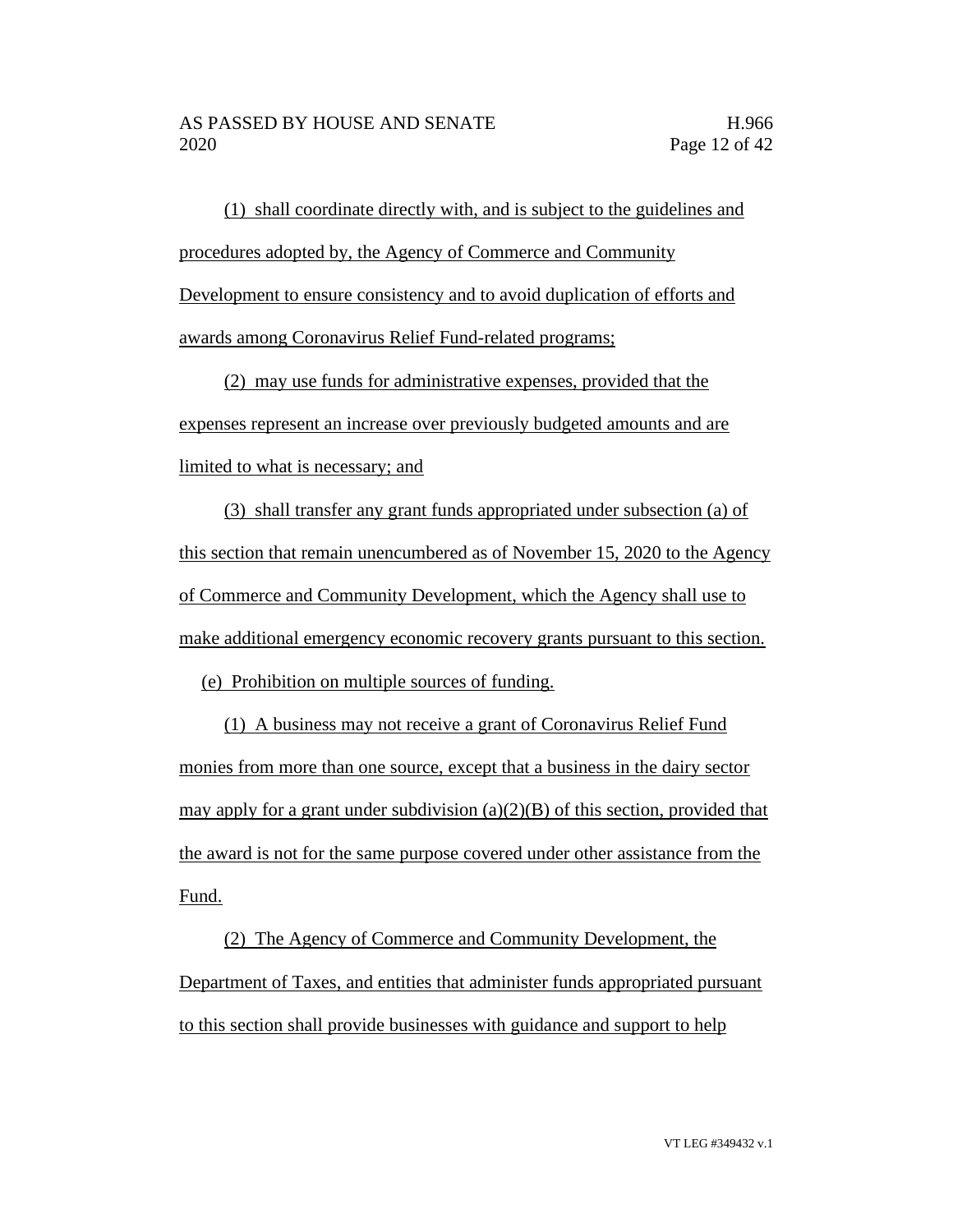(1) shall coordinate directly with, and is subject to the guidelines and procedures adopted by, the Agency of Commerce and Community Development to ensure consistency and to avoid duplication of efforts and awards among Coronavirus Relief Fund-related programs;

(2) may use funds for administrative expenses, provided that the expenses represent an increase over previously budgeted amounts and are limited to what is necessary; and

(3) shall transfer any grant funds appropriated under subsection (a) of this section that remain unencumbered as of November 15, 2020 to the Agency of Commerce and Community Development, which the Agency shall use to make additional emergency economic recovery grants pursuant to this section.

(e) Prohibition on multiple sources of funding.

(1) A business may not receive a grant of Coronavirus Relief Fund monies from more than one source, except that a business in the dairy sector may apply for a grant under subdivision (a)(2)(B) of this section, provided that the award is not for the same purpose covered under other assistance from the Fund.

(2) The Agency of Commerce and Community Development, the Department of Taxes, and entities that administer funds appropriated pursuant to this section shall provide businesses with guidance and support to help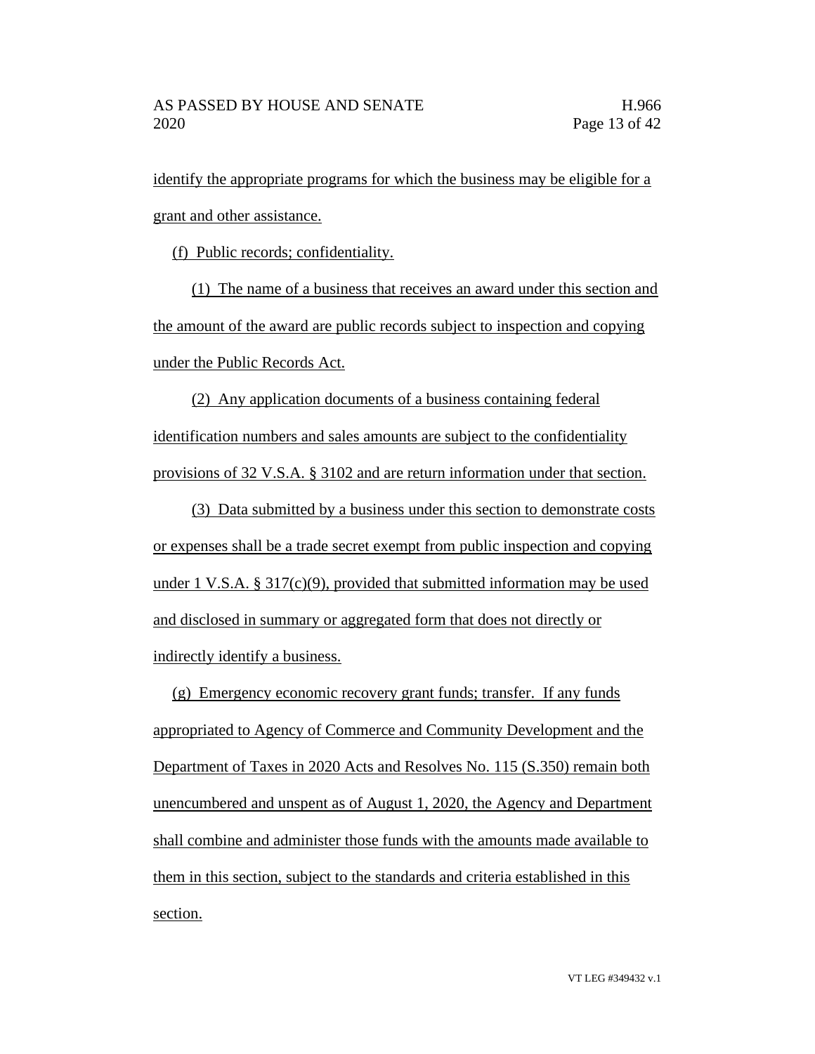identify the appropriate programs for which the business may be eligible for a grant and other assistance.

(f) Public records; confidentiality.

(1) The name of a business that receives an award under this section and the amount of the award are public records subject to inspection and copying under the Public Records Act.

(2) Any application documents of a business containing federal identification numbers and sales amounts are subject to the confidentiality provisions of 32 V.S.A. § 3102 and are return information under that section.

(3) Data submitted by a business under this section to demonstrate costs or expenses shall be a trade secret exempt from public inspection and copying under 1 V.S.A. § 317(c)(9), provided that submitted information may be used and disclosed in summary or aggregated form that does not directly or indirectly identify a business.

(g) Emergency economic recovery grant funds; transfer. If any funds appropriated to Agency of Commerce and Community Development and the Department of Taxes in 2020 Acts and Resolves No. 115 (S.350) remain both unencumbered and unspent as of August 1, 2020, the Agency and Department shall combine and administer those funds with the amounts made available to them in this section, subject to the standards and criteria established in this section.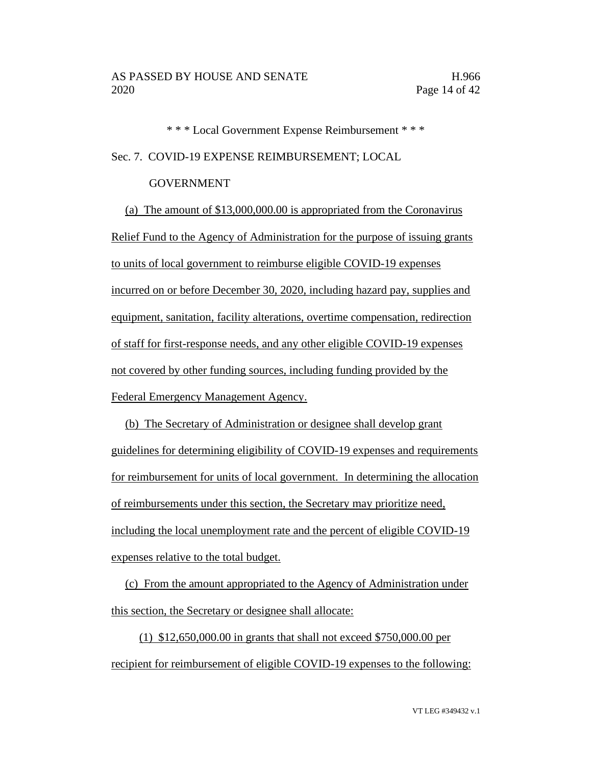\* \* \* Local Government Expense Reimbursement \* \* \*

Sec. 7. COVID-19 EXPENSE REIMBURSEMENT; LOCAL GOVERNMENT

(a) The amount of $13,000,000.00 is appropriated from the Coronavirus Relief Fund to the Agency of Administration for the purpose of issuing grants to units of local government to reimburse eligible COVID-19 expenses incurred on or before December 30, 2020, including hazard pay, supplies and equipment, sanitation, facility alterations, overtime compensation, redirection of staff for first-response needs, and any other eligible COVID-19 expenses not covered by other funding sources, including funding provided by the Federal Emergency Management Agency.

(b) The Secretary of Administration or designee shall develop grant guidelines for determining eligibility of COVID-19 expenses and requirements for reimbursement for units of local government. In determining the allocation of reimbursements under this section, the Secretary may prioritize need, including the local unemployment rate and the percent of eligible COVID-19 expenses relative to the total budget.

(c) From the amount appropriated to the Agency of Administration under this section, the Secretary or designee shall allocate:

(1) $12,650,000.00 in grants that shall not exceed $750,000.00 per recipient for reimbursement of eligible COVID-19 expenses to the following: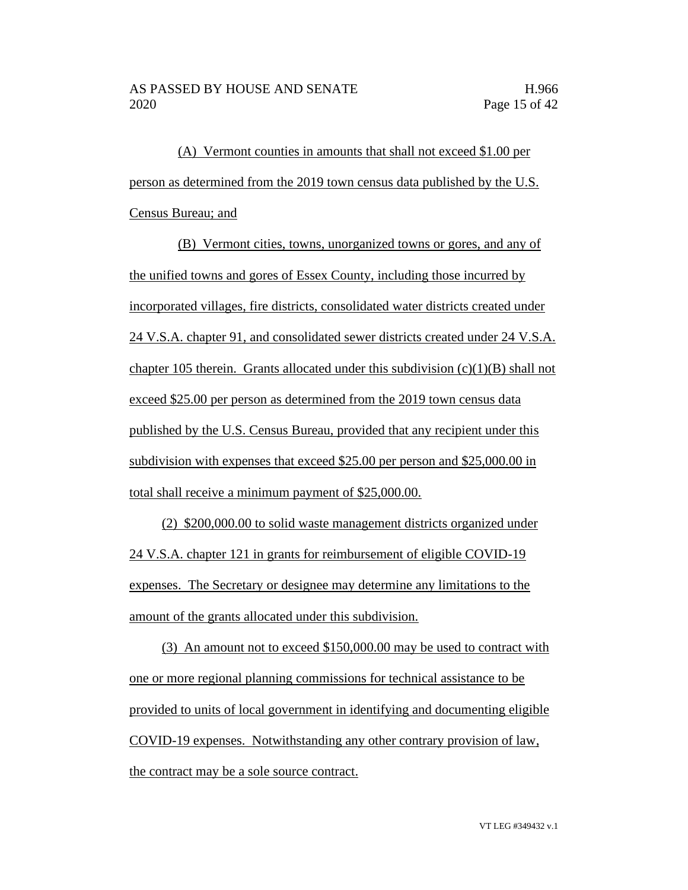(A) Vermont counties in amounts that shall not exceed $1.00 per person as determined from the 2019 town census data published by the U.S. Census Bureau; and

(B) Vermont cities, towns, unorganized towns or gores, and any of the unified towns and gores of Essex County, including those incurred by incorporated villages, fire districts, consolidated water districts created under 24 V.S.A. chapter 91, and consolidated sewer districts created under 24 V.S.A. chapter 105 therein. Grants allocated under this subdivision (c)(1)(B) shall not exceed $25.00 per person as determined from the 2019 town census data published by the U.S. Census Bureau, provided that any recipient under this subdivision with expenses that exceed $25.00 per person and $25,000.00 in total shall receive a minimum payment of $25,000.00.

(2) $200,000.00 to solid waste management districts organized under 24 V.S.A. chapter 121 in grants for reimbursement of eligible COVID-19 expenses. The Secretary or designee may determine any limitations to the amount of the grants allocated under this subdivision.

(3) An amount not to exceed $150,000.00 may be used to contract with one or more regional planning commissions for technical assistance to be provided to units of local government in identifying and documenting eligible COVID-19 expenses. Notwithstanding any other contrary provision of law, the contract may be a sole source contract.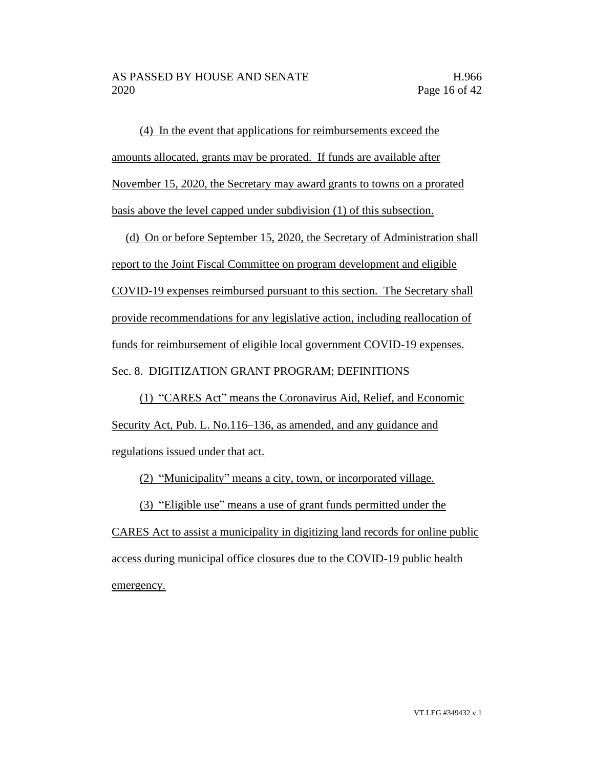(4) In the event that applications for reimbursements exceed the amounts allocated, grants may be prorated. If funds are available after November 15, 2020, the Secretary may award grants to towns on a prorated basis above the level capped under subdivision (1) of this subsection.

(d) On or before September 15, 2020, the Secretary of Administration shall report to the Joint Fiscal Committee on program development and eligible COVID-19 expenses reimbursed pursuant to this section. The Secretary shall provide recommendations for any legislative action, including reallocation of funds for reimbursement of eligible local government COVID-19 expenses.

Sec. 8. DIGITIZATION GRANT PROGRAM; DEFINITIONS

(1) "CARES Act" means the Coronavirus Aid, Relief, and Economic Security Act, Pub. L. No.116–136, as amended, and any guidance and regulations issued under that act.

(2) "Municipality" means a city, town, or incorporated village.

(3) "Eligible use" means a use of grant funds permitted under the CARES Act to assist a municipality in digitizing land records for online public access during municipal office closures due to the COVID-19 public health emergency.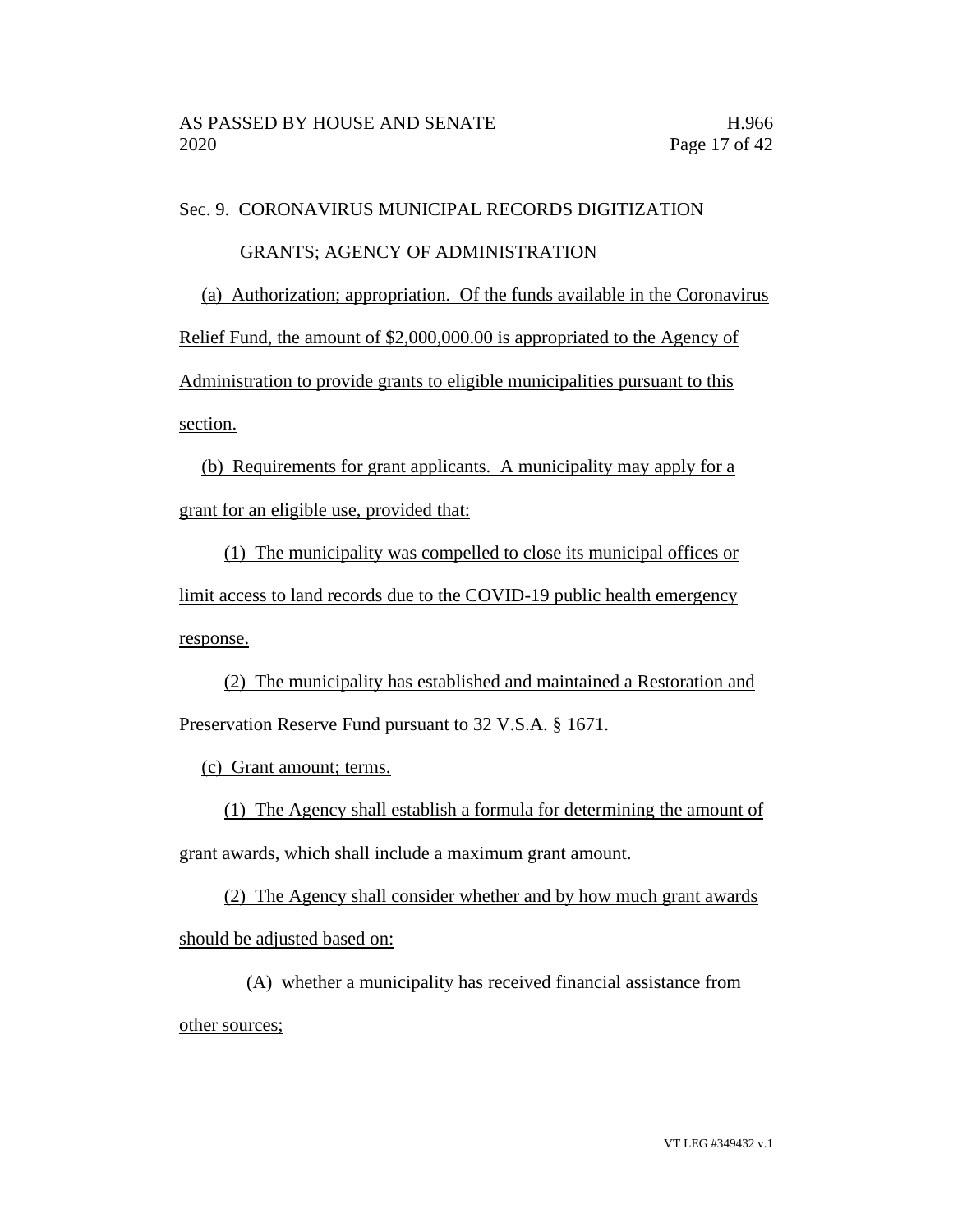Sec. 9. CORONAVIRUS MUNICIPAL RECORDS DIGITIZATION GRANTS; AGENCY OF ADMINISTRATION

(a) Authorization; appropriation. Of the funds available in the Coronavirus Relief Fund, the amount of $2,000,000.00 is appropriated to the Agency of Administration to provide grants to eligible municipalities pursuant to this section.

(b) Requirements for grant applicants. A municipality may apply for a grant for an eligible use, provided that:

(1) The municipality was compelled to close its municipal offices or limit access to land records due to the COVID-19 public health emergency response.

(2) The municipality has established and maintained a Restoration and Preservation Reserve Fund pursuant to 32 V.S.A. § 1671.

(c) Grant amount; terms.

(1) The Agency shall establish a formula for determining the amount of grant awards, which shall include a maximum grant amount.

(2) The Agency shall consider whether and by how much grant awards should be adjusted based on:

(A) whether a municipality has received financial assistance from other sources;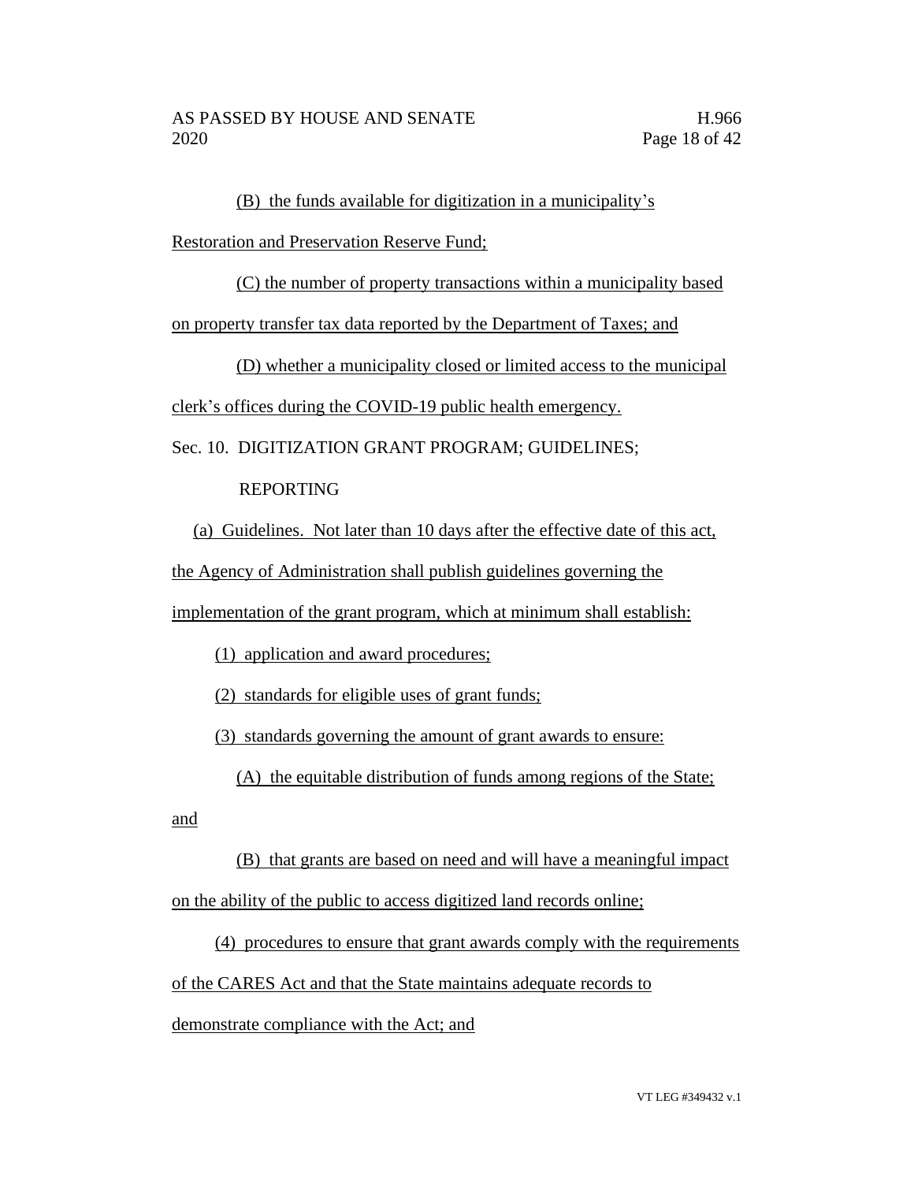(B) the funds available for digitization in a municipality's Restoration and Preservation Reserve Fund;

(C) the number of property transactions within a municipality based on property transfer tax data reported by the Department of Taxes; and

(D) whether a municipality closed or limited access to the municipal clerk's offices during the COVID-19 public health emergency.

Sec. 10. DIGITIZATION GRANT PROGRAM; GUIDELINES; REPORTING

(a) Guidelines. Not later than 10 days after the effective date of this act, the Agency of Administration shall publish guidelines governing the implementation of the grant program, which at minimum shall establish:

(1) application and award procedures;

(2) standards for eligible uses of grant funds;

(3) standards governing the amount of grant awards to ensure:

(A) the equitable distribution of funds among regions of the State; and

(B) that grants are based on need and will have a meaningful impact on the ability of the public to access digitized land records online;

(4) procedures to ensure that grant awards comply with the requirements of the CARES Act and that the State maintains adequate records to demonstrate compliance with the Act; and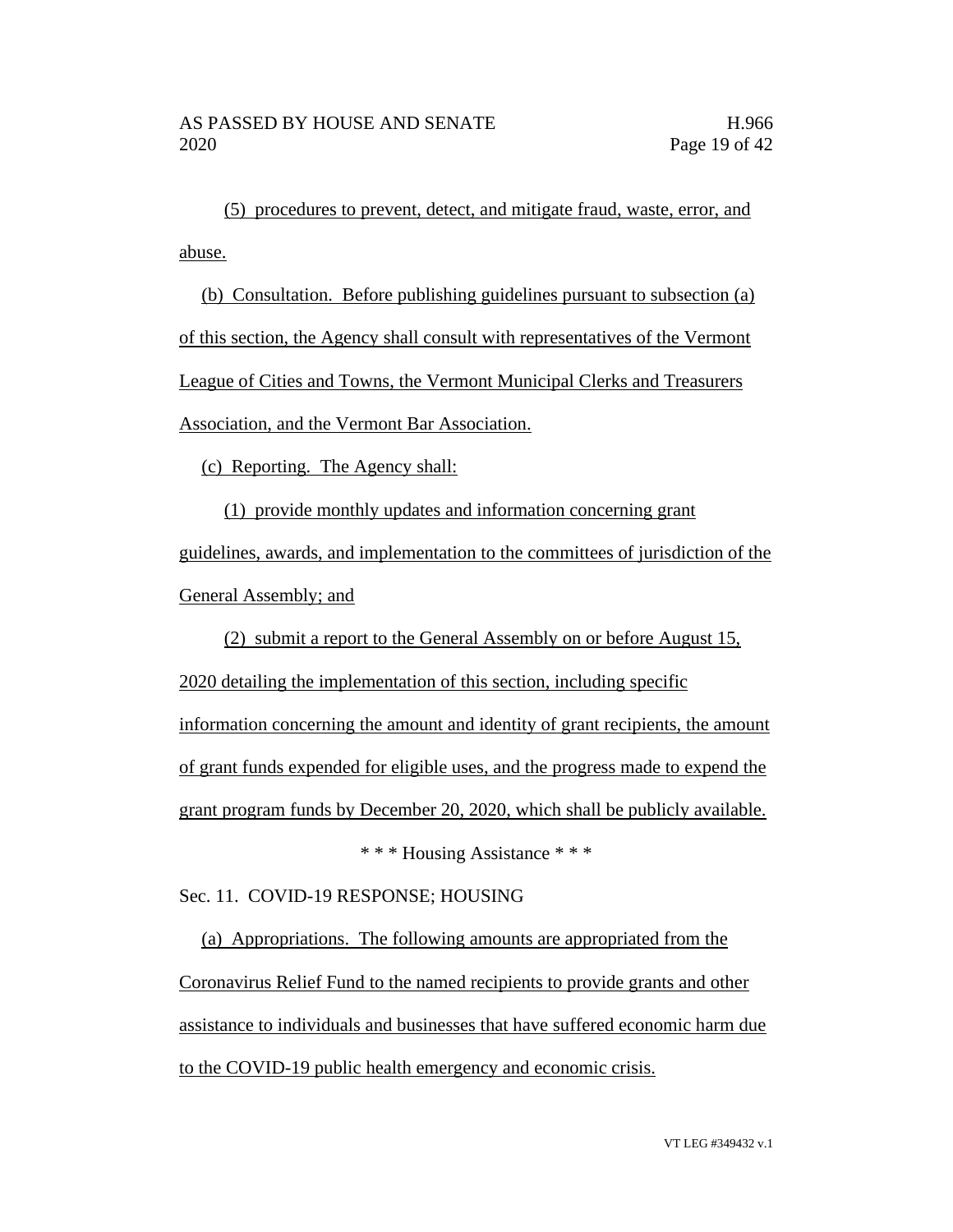(5) procedures to prevent, detect, and mitigate fraud, waste, error, and abuse.

(b) Consultation. Before publishing guidelines pursuant to subsection (a) of this section, the Agency shall consult with representatives of the Vermont League of Cities and Towns, the Vermont Municipal Clerks and Treasurers Association, and the Vermont Bar Association.

(c) Reporting. The Agency shall:

(1) provide monthly updates and information concerning grant guidelines, awards, and implementation to the committees of jurisdiction of the General Assembly; and

(2) submit a report to the General Assembly on or before August 15, 2020 detailing the implementation of this section, including specific information concerning the amount and identity of grant recipients, the amount of grant funds expended for eligible uses, and the progress made to expend the grant program funds by December 20, 2020, which shall be publicly available.

\* \* \* Housing Assistance \* \* \*

Sec. 11. COVID-19 RESPONSE; HOUSING

(a) Appropriations. The following amounts are appropriated from the Coronavirus Relief Fund to the named recipients to provide grants and other assistance to individuals and businesses that have suffered economic harm due to the COVID-19 public health emergency and economic crisis.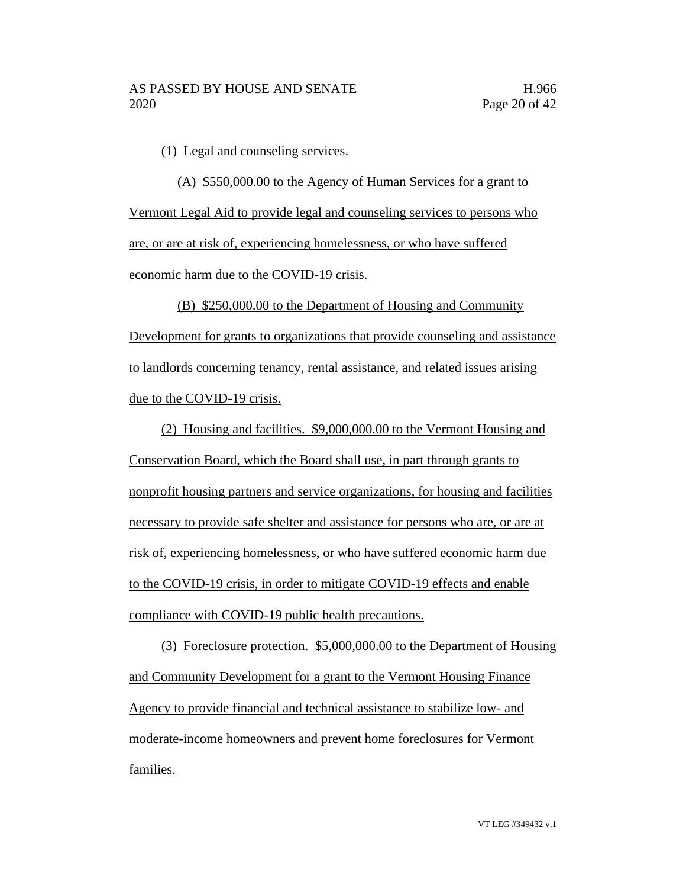(1) Legal and counseling services.

(A) $550,000.00 to the Agency of Human Services for a grant to Vermont Legal Aid to provide legal and counseling services to persons who are, or are at risk of, experiencing homelessness, or who have suffered economic harm due to the COVID-19 crisis.

(B) $250,000.00 to the Department of Housing and Community Development for grants to organizations that provide counseling and assistance to landlords concerning tenancy, rental assistance, and related issues arising due to the COVID-19 crisis.

(2) Housing and facilities. $9,000,000.00 to the Vermont Housing and Conservation Board, which the Board shall use, in part through grants to nonprofit housing partners and service organizations, for housing and facilities necessary to provide safe shelter and assistance for persons who are, or are at risk of, experiencing homelessness, or who have suffered economic harm due to the COVID-19 crisis, in order to mitigate COVID-19 effects and enable compliance with COVID-19 public health precautions.

(3) Foreclosure protection. $5,000,000.00 to the Department of Housing and Community Development for a grant to the Vermont Housing Finance Agency to provide financial and technical assistance to stabilize low- and moderate-income homeowners and prevent home foreclosures for Vermont families.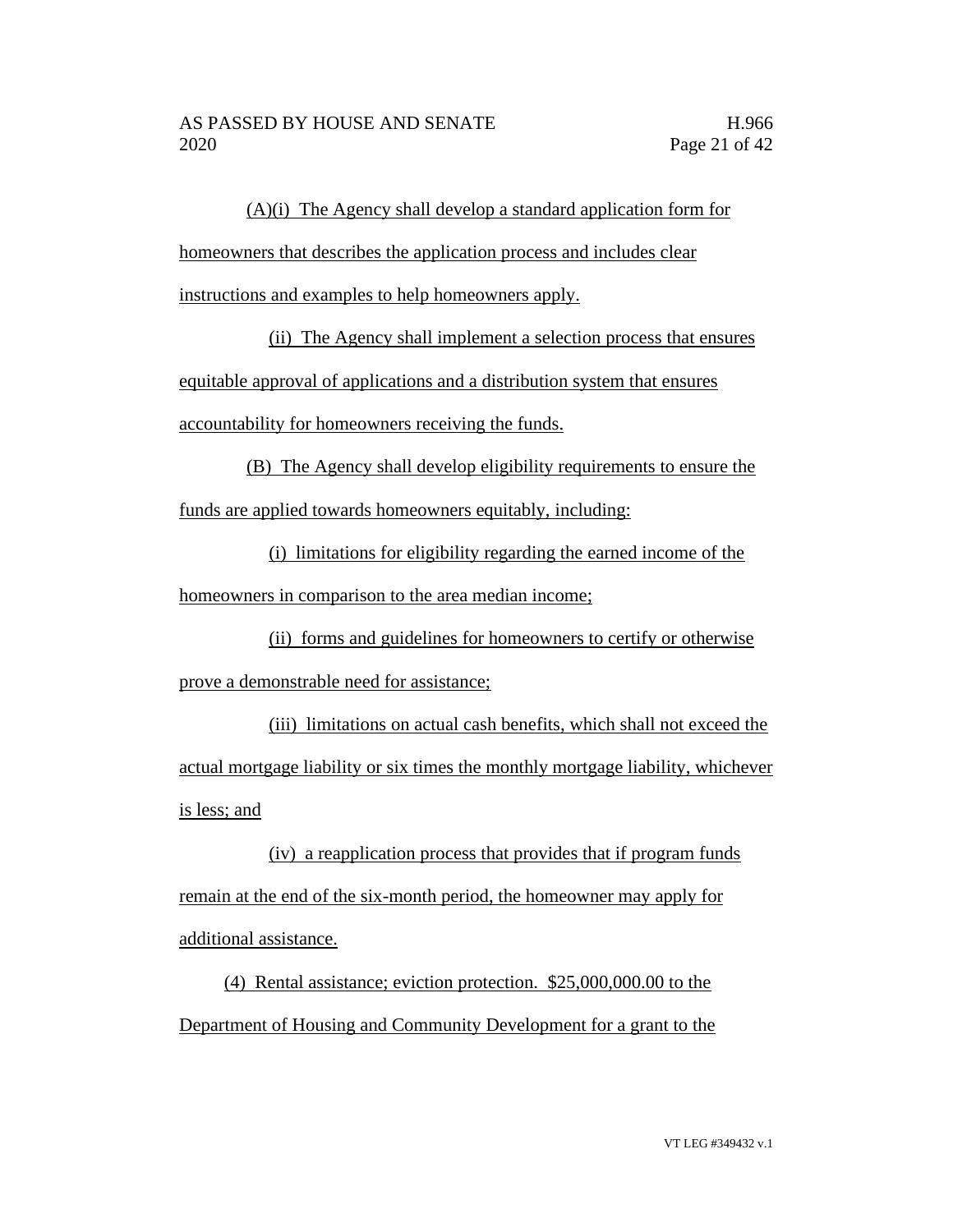(A)(i) The Agency shall develop a standard application form for homeowners that describes the application process and includes clear instructions and examples to help homeowners apply.

(ii) The Agency shall implement a selection process that ensures equitable approval of applications and a distribution system that ensures accountability for homeowners receiving the funds.

(B) The Agency shall develop eligibility requirements to ensure the funds are applied towards homeowners equitably, including:

(i) limitations for eligibility regarding the earned income of the homeowners in comparison to the area median income;

(ii) forms and guidelines for homeowners to certify or otherwise prove a demonstrable need for assistance;

(iii) limitations on actual cash benefits, which shall not exceed the actual mortgage liability or six times the monthly mortgage liability, whichever is less; and

(iv) a reapplication process that provides that if program funds remain at the end of the six-month period, the homeowner may apply for additional assistance.

(4) Rental assistance; eviction protection. $25,000,000.00 to the Department of Housing and Community Development for a grant to the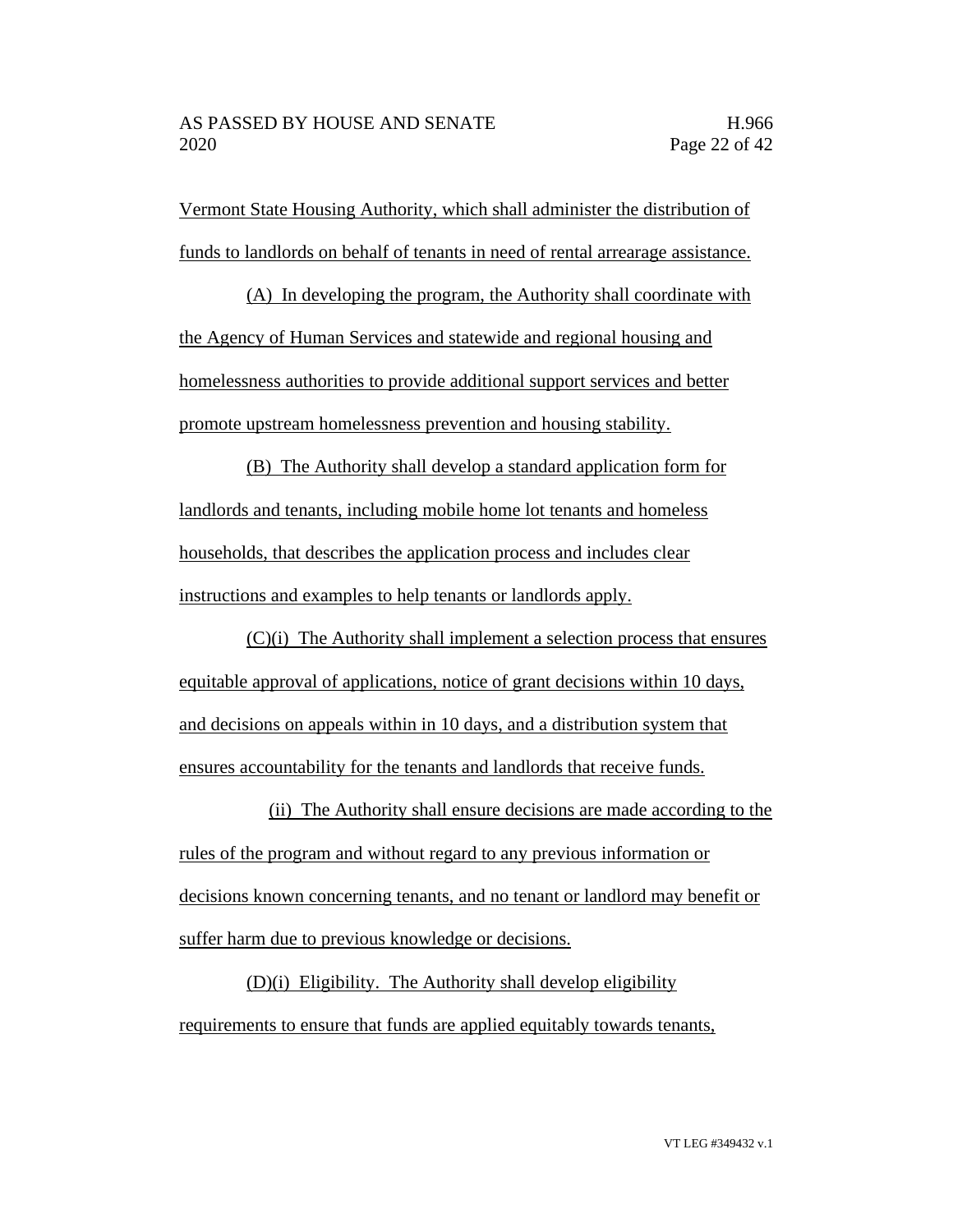Vermont State Housing Authority, which shall administer the distribution of funds to landlords on behalf of tenants in need of rental arrearage assistance.

(A) In developing the program, the Authority shall coordinate with the Agency of Human Services and statewide and regional housing and homelessness authorities to provide additional support services and better promote upstream homelessness prevention and housing stability.

(B) The Authority shall develop a standard application form for landlords and tenants, including mobile home lot tenants and homeless households, that describes the application process and includes clear instructions and examples to help tenants or landlords apply.

(C)(i) The Authority shall implement a selection process that ensures equitable approval of applications, notice of grant decisions within 10 days, and decisions on appeals within in 10 days, and a distribution system that ensures accountability for the tenants and landlords that receive funds.

(ii) The Authority shall ensure decisions are made according to the rules of the program and without regard to any previous information or decisions known concerning tenants, and no tenant or landlord may benefit or suffer harm due to previous knowledge or decisions.

(D)(i) Eligibility. The Authority shall develop eligibility requirements to ensure that funds are applied equitably towards tenants,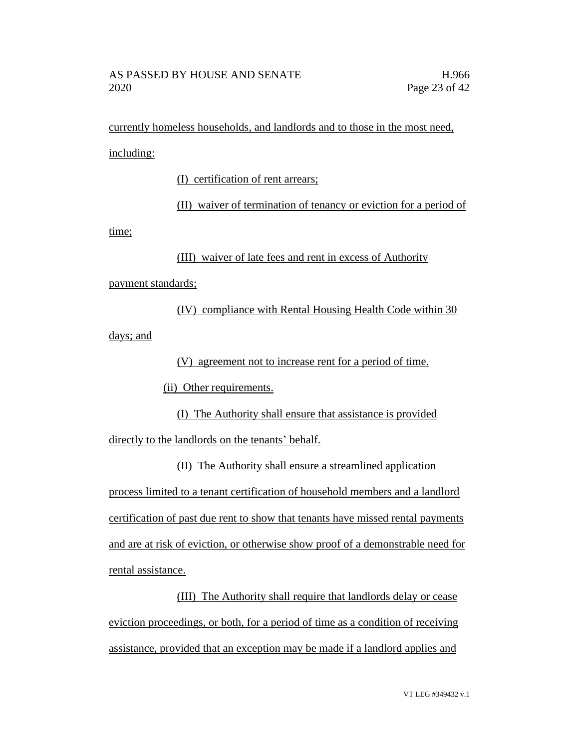currently homeless households, and landlords and to those in the most need, including:

(I) certification of rent arrears;

(II) waiver of termination of tenancy or eviction for a period of time;

(III) waiver of late fees and rent in excess of Authority payment standards;

(IV) compliance with Rental Housing Health Code within 30 days; and

(V) agreement not to increase rent for a period of time.

(ii) Other requirements.

(I) The Authority shall ensure that assistance is provided directly to the landlords on the tenants' behalf.

(II) The Authority shall ensure a streamlined application process limited to a tenant certification of household members and a landlord certification of past due rent to show that tenants have missed rental payments and are at risk of eviction, or otherwise show proof of a demonstrable need for rental assistance.

(III) The Authority shall require that landlords delay or cease eviction proceedings, or both, for a period of time as a condition of receiving assistance, provided that an exception may be made if a landlord applies and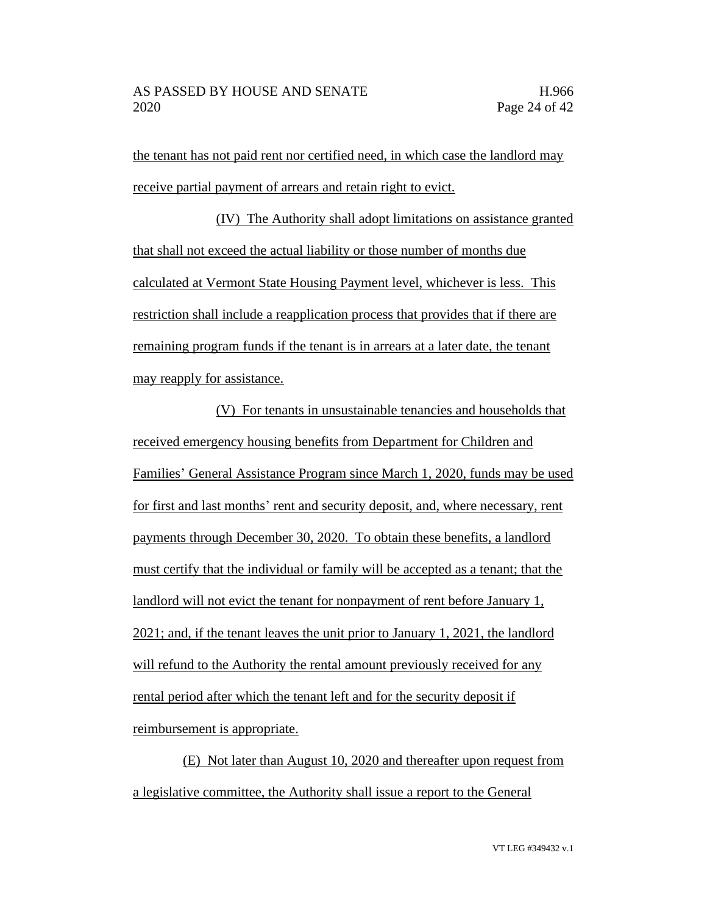the tenant has not paid rent nor certified need, in which case the landlord may receive partial payment of arrears and retain right to evict.

(IV) The Authority shall adopt limitations on assistance granted that shall not exceed the actual liability or those number of months due calculated at Vermont State Housing Payment level, whichever is less. This restriction shall include a reapplication process that provides that if there are remaining program funds if the tenant is in arrears at a later date, the tenant may reapply for assistance.

(V) For tenants in unsustainable tenancies and households that received emergency housing benefits from Department for Children and Families' General Assistance Program since March 1, 2020, funds may be used for first and last months' rent and security deposit, and, where necessary, rent payments through December 30, 2020. To obtain these benefits, a landlord must certify that the individual or family will be accepted as a tenant; that the landlord will not evict the tenant for nonpayment of rent before January 1, 2021; and, if the tenant leaves the unit prior to January 1, 2021, the landlord will refund to the Authority the rental amount previously received for any rental period after which the tenant left and for the security deposit if reimbursement is appropriate.

(E) Not later than August 10, 2020 and thereafter upon request from a legislative committee, the Authority shall issue a report to the General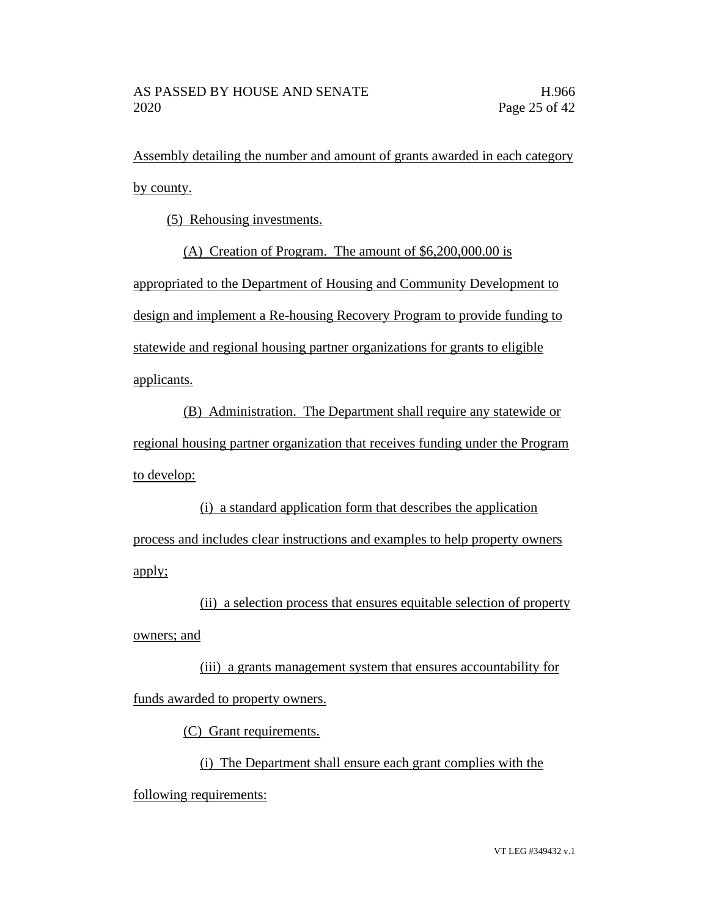Assembly detailing the number and amount of grants awarded in each category by county.

(5) Rehousing investments.

(A) Creation of Program. The amount of $6,200,000.00 is appropriated to the Department of Housing and Community Development to design and implement a Re-housing Recovery Program to provide funding to statewide and regional housing partner organizations for grants to eligible applicants.

(B) Administration. The Department shall require any statewide or regional housing partner organization that receives funding under the Program to develop:

(i) a standard application form that describes the application process and includes clear instructions and examples to help property owners apply;

(ii) a selection process that ensures equitable selection of property owners; and

(iii) a grants management system that ensures accountability for funds awarded to property owners.

(C) Grant requirements.

(i) The Department shall ensure each grant complies with the following requirements: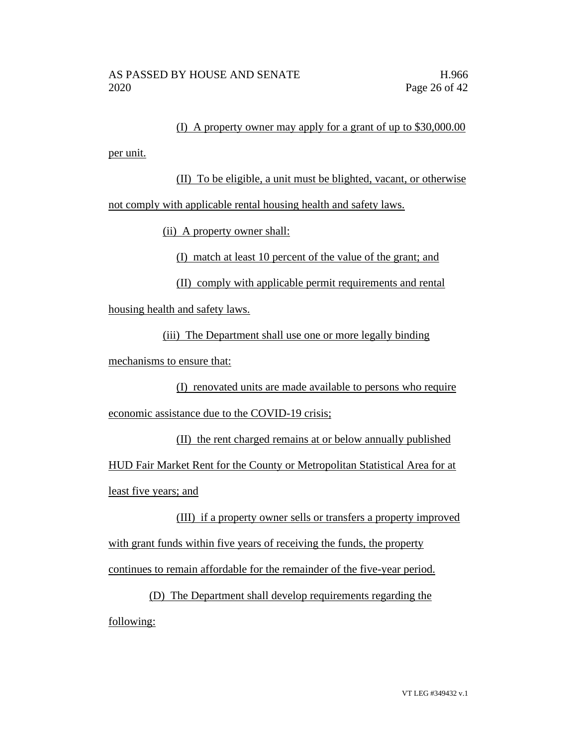(I) A property owner may apply for a grant of up to $30,000.00 per unit.

(II) To be eligible, a unit must be blighted, vacant, or otherwise not comply with applicable rental housing health and safety laws.

(ii) A property owner shall:

(I) match at least 10 percent of the value of the grant; and

(II) comply with applicable permit requirements and rental housing health and safety laws.

(iii) The Department shall use one or more legally binding mechanisms to ensure that:

(I) renovated units are made available to persons who require economic assistance due to the COVID-19 crisis;

(II) the rent charged remains at or below annually published HUD Fair Market Rent for the County or Metropolitan Statistical Area for at least five years; and

(III) if a property owner sells or transfers a property improved with grant funds within five years of receiving the funds, the property continues to remain affordable for the remainder of the five-year period.

(D) The Department shall develop requirements regarding the following: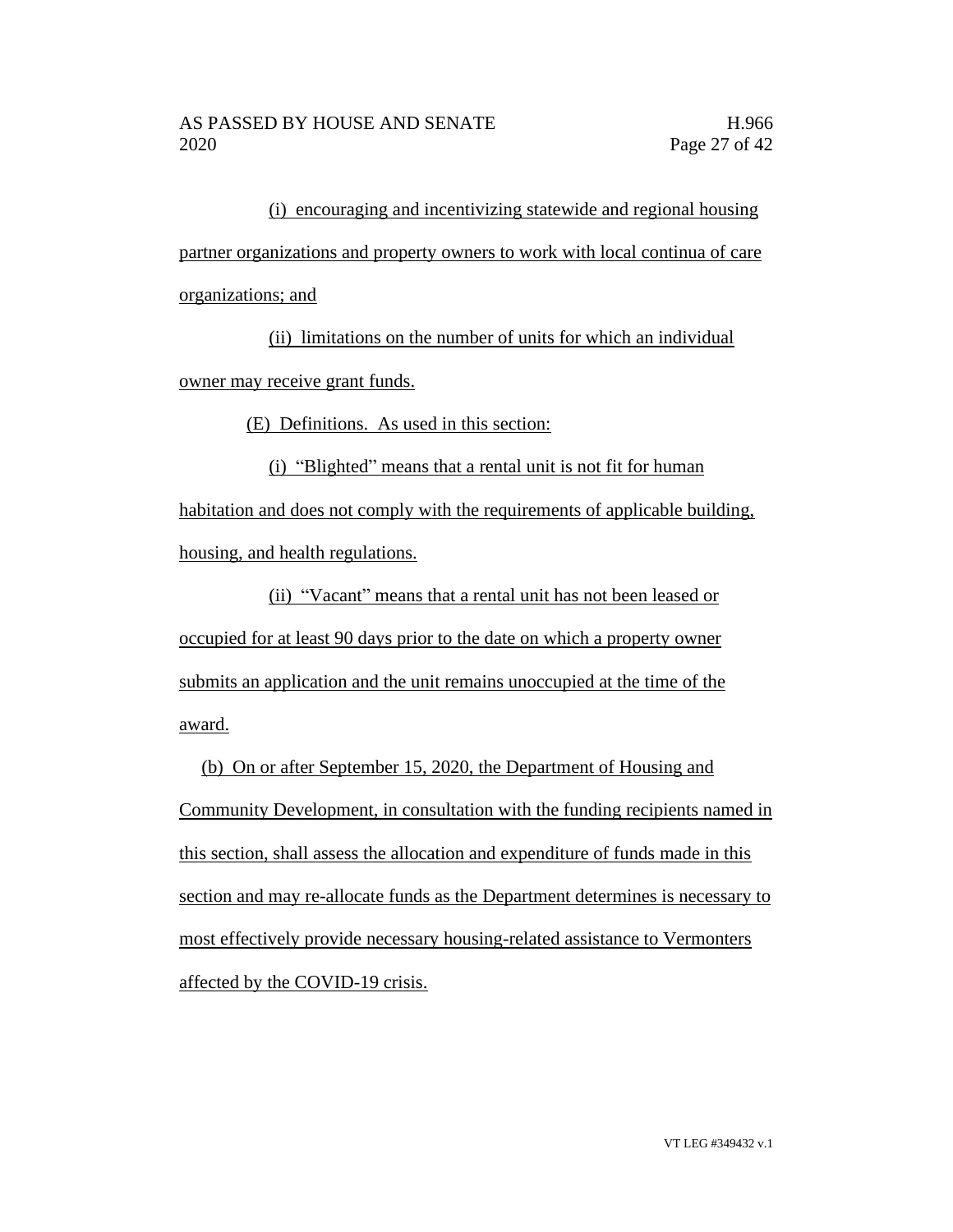(i) encouraging and incentivizing statewide and regional housing partner organizations and property owners to work with local continua of care organizations; and

(ii) limitations on the number of units for which an individual owner may receive grant funds.

(E) Definitions. As used in this section:

(i) "Blighted" means that a rental unit is not fit for human habitation and does not comply with the requirements of applicable building, housing, and health regulations.

(ii) "Vacant" means that a rental unit has not been leased or occupied for at least 90 days prior to the date on which a property owner submits an application and the unit remains unoccupied at the time of the award.

(b) On or after September 15, 2020, the Department of Housing and Community Development, in consultation with the funding recipients named in this section, shall assess the allocation and expenditure of funds made in this section and may re-allocate funds as the Department determines is necessary to most effectively provide necessary housing-related assistance to Vermonters affected by the COVID-19 crisis.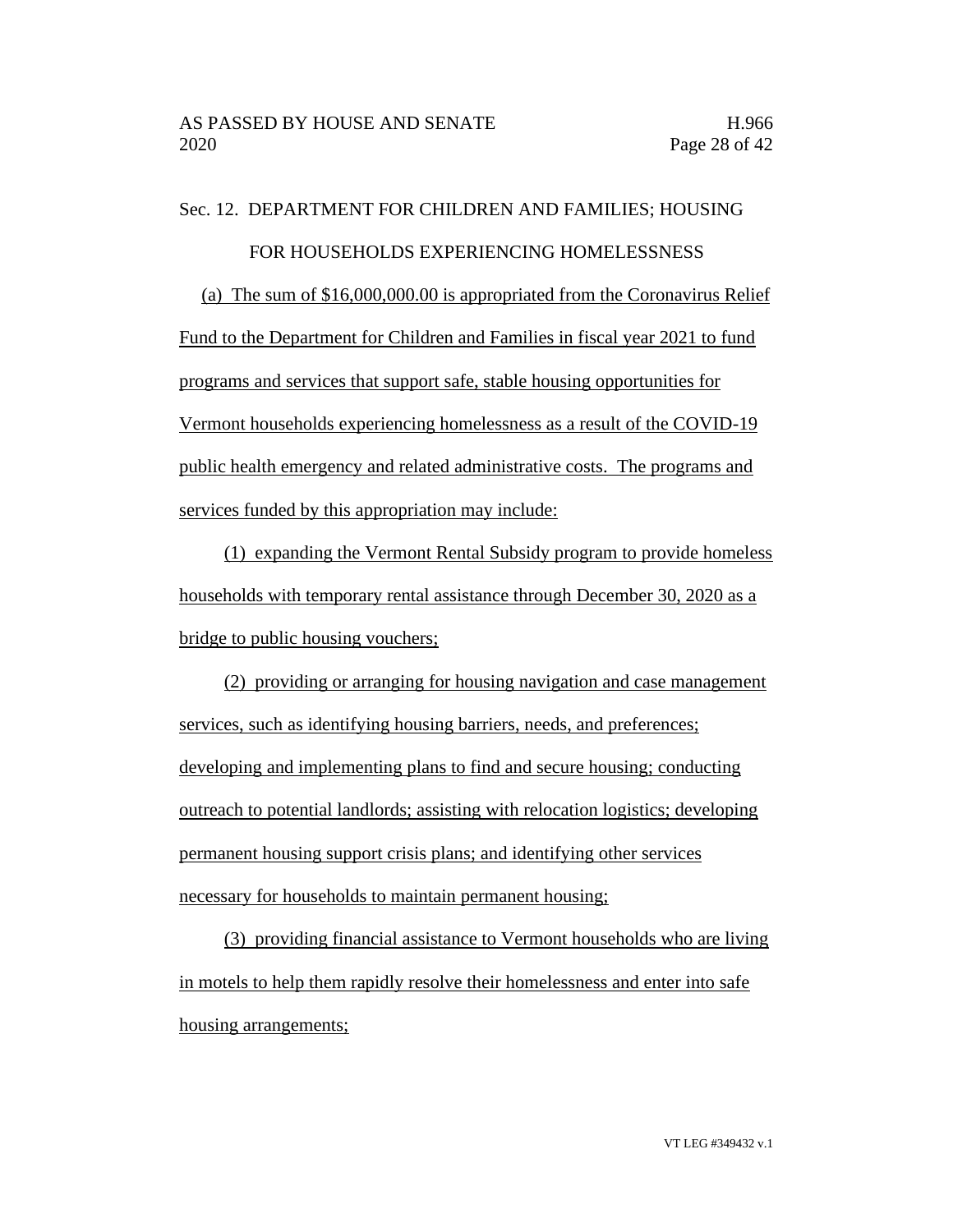Sec. 12. DEPARTMENT FOR CHILDREN AND FAMILIES; HOUSING FOR HOUSEHOLDS EXPERIENCING HOMELESSNESS

(a) The sum of $16,000,000.00 is appropriated from the Coronavirus Relief Fund to the Department for Children and Families in fiscal year 2021 to fund programs and services that support safe, stable housing opportunities for Vermont households experiencing homelessness as a result of the COVID-19 public health emergency and related administrative costs. The programs and services funded by this appropriation may include:

(1) expanding the Vermont Rental Subsidy program to provide homeless households with temporary rental assistance through December 30, 2020 as a bridge to public housing vouchers;

(2) providing or arranging for housing navigation and case management services, such as identifying housing barriers, needs, and preferences; developing and implementing plans to find and secure housing; conducting outreach to potential landlords; assisting with relocation logistics; developing permanent housing support crisis plans; and identifying other services necessary for households to maintain permanent housing;

(3) providing financial assistance to Vermont households who are living in motels to help them rapidly resolve their homelessness and enter into safe housing arrangements;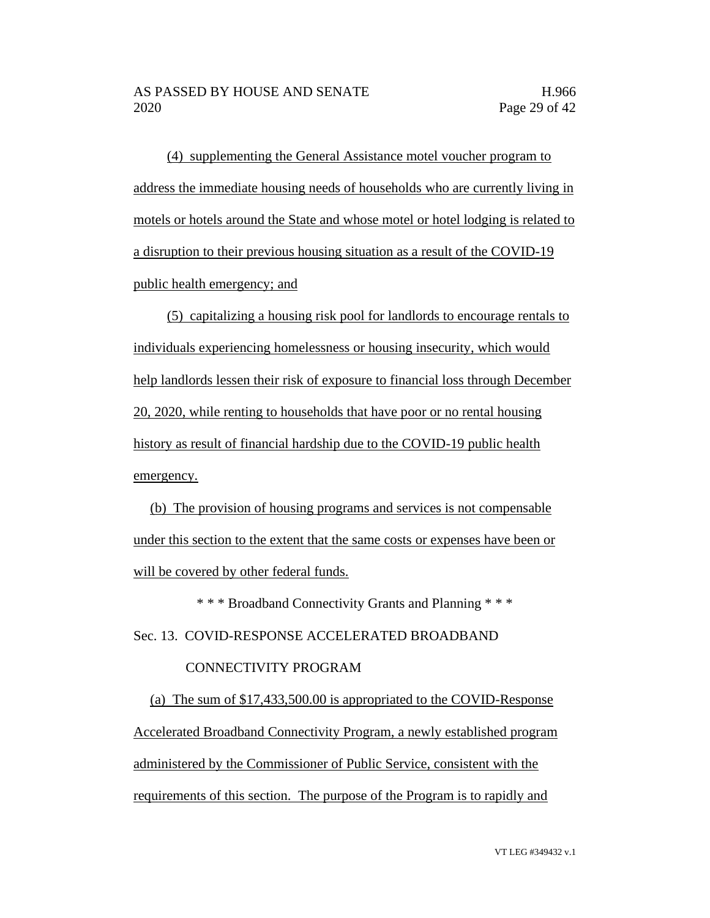(4) supplementing the General Assistance motel voucher program to address the immediate housing needs of households who are currently living in motels or hotels around the State and whose motel or hotel lodging is related to a disruption to their previous housing situation as a result of the COVID-19 public health emergency; and

(5) capitalizing a housing risk pool for landlords to encourage rentals to individuals experiencing homelessness or housing insecurity, which would help landlords lessen their risk of exposure to financial loss through December 20, 2020, while renting to households that have poor or no rental housing history as result of financial hardship due to the COVID-19 public health emergency.

(b) The provision of housing programs and services is not compensable under this section to the extent that the same costs or expenses have been or will be covered by other federal funds.

\* \* \* Broadband Connectivity Grants and Planning \* \* \*

Sec. 13. COVID-RESPONSE ACCELERATED BROADBAND CONNECTIVITY PROGRAM

(a) The sum of $17,433,500.00 is appropriated to the COVID-Response Accelerated Broadband Connectivity Program, a newly established program administered by the Commissioner of Public Service, consistent with the requirements of this section. The purpose of the Program is to rapidly and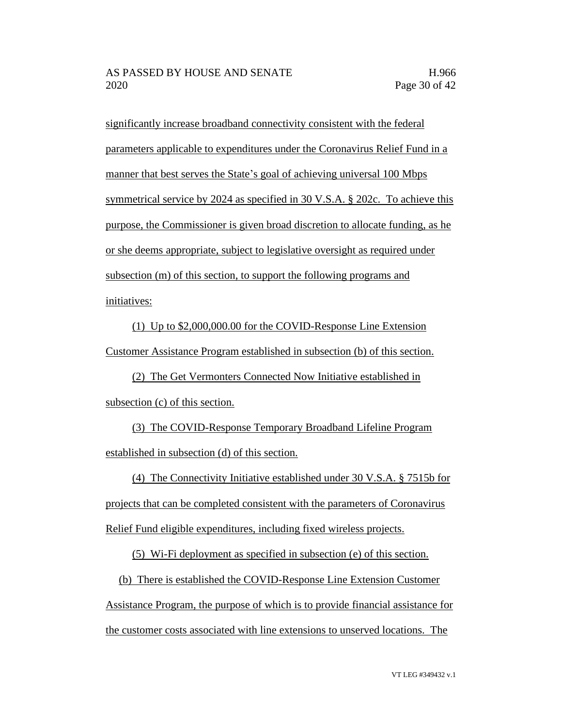significantly increase broadband connectivity consistent with the federal parameters applicable to expenditures under the Coronavirus Relief Fund in a manner that best serves the State's goal of achieving universal 100 Mbps symmetrical service by 2024 as specified in 30 V.S.A. § 202c. To achieve this purpose, the Commissioner is given broad discretion to allocate funding, as he or she deems appropriate, subject to legislative oversight as required under subsection (m) of this section, to support the following programs and initiatives:

(1) Up to $2,000,000.00 for the COVID-Response Line Extension Customer Assistance Program established in subsection (b) of this section.

(2) The Get Vermonters Connected Now Initiative established in subsection (c) of this section.

(3) The COVID-Response Temporary Broadband Lifeline Program established in subsection (d) of this section.

(4) The Connectivity Initiative established under 30 V.S.A. § 7515b for projects that can be completed consistent with the parameters of Coronavirus Relief Fund eligible expenditures, including fixed wireless projects.

(5) Wi-Fi deployment as specified in subsection (e) of this section.

(b) There is established the COVID-Response Line Extension Customer Assistance Program, the purpose of which is to provide financial assistance for the customer costs associated with line extensions to unserved locations. The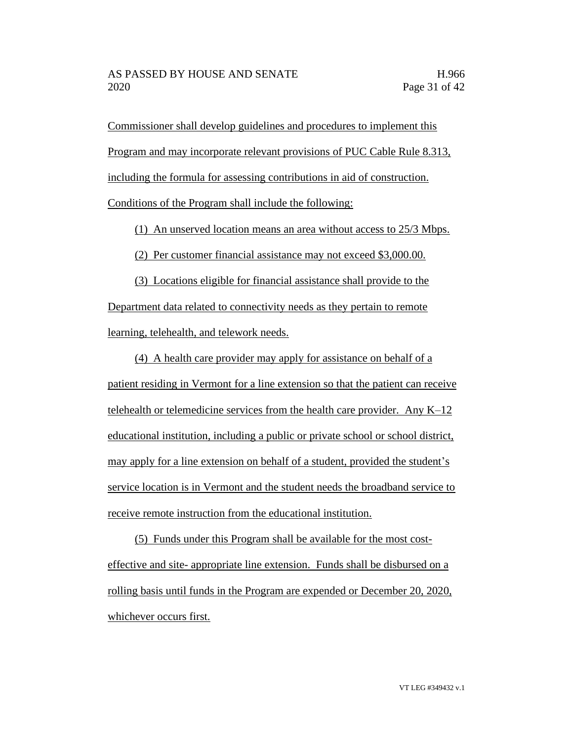Commissioner shall develop guidelines and procedures to implement this Program and may incorporate relevant provisions of PUC Cable Rule 8.313, including the formula for assessing contributions in aid of construction. Conditions of the Program shall include the following:

(1) An unserved location means an area without access to 25/3 Mbps.

(2) Per customer financial assistance may not exceed $3,000.00.

(3) Locations eligible for financial assistance shall provide to the Department data related to connectivity needs as they pertain to remote learning, telehealth, and telework needs.

(4) A health care provider may apply for assistance on behalf of a patient residing in Vermont for a line extension so that the patient can receive telehealth or telemedicine services from the health care provider. Any K–12 educational institution, including a public or private school or school district, may apply for a line extension on behalf of a student, provided the student's service location is in Vermont and the student needs the broadband service to receive remote instruction from the educational institution.

(5) Funds under this Program shall be available for the most cost-effective and site- appropriate line extension. Funds shall be disbursed on a rolling basis until funds in the Program are expended or December 20, 2020, whichever occurs first.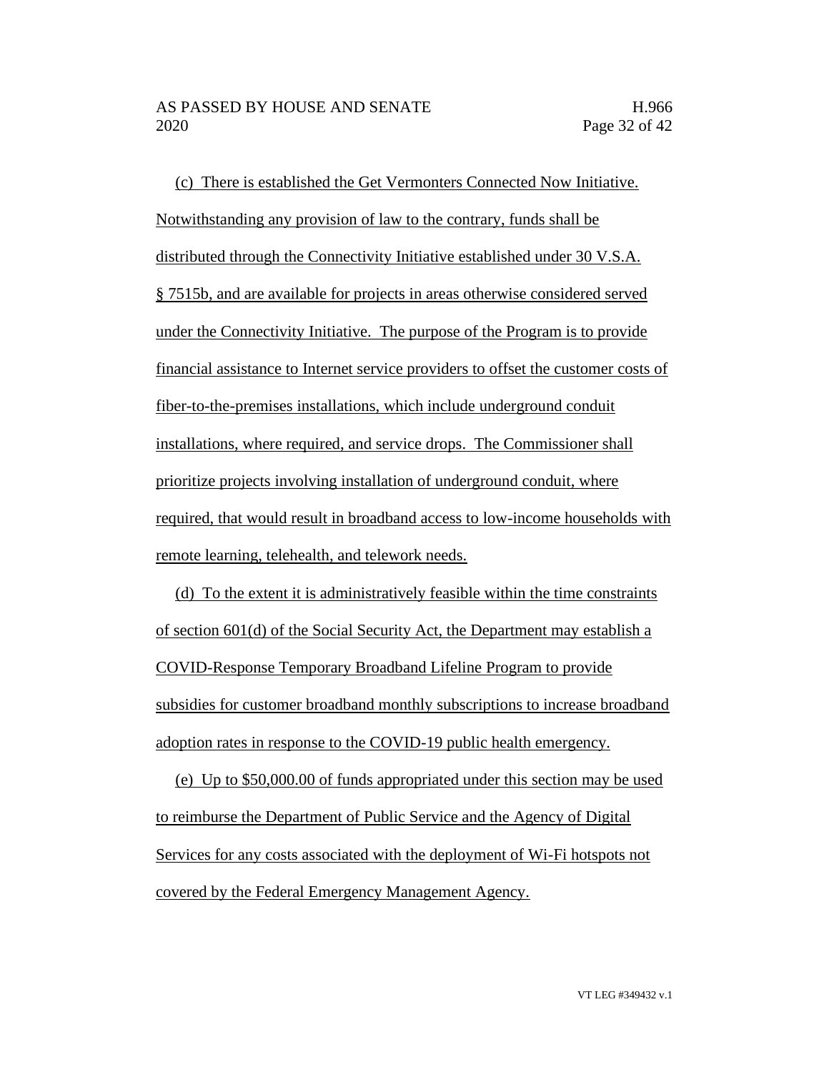(c) There is established the Get Vermonters Connected Now Initiative. Notwithstanding any provision of law to the contrary, funds shall be distributed through the Connectivity Initiative established under 30 V.S.A. § 7515b, and are available for projects in areas otherwise considered served under the Connectivity Initiative. The purpose of the Program is to provide financial assistance to Internet service providers to offset the customer costs of fiber-to-the-premises installations, which include underground conduit installations, where required, and service drops. The Commissioner shall prioritize projects involving installation of underground conduit, where required, that would result in broadband access to low-income households with remote learning, telehealth, and telework needs.

(d) To the extent it is administratively feasible within the time constraints of section 601(d) of the Social Security Act, the Department may establish a COVID-Response Temporary Broadband Lifeline Program to provide subsidies for customer broadband monthly subscriptions to increase broadband adoption rates in response to the COVID-19 public health emergency.

(e) Up to $50,000.00 of funds appropriated under this section may be used to reimburse the Department of Public Service and the Agency of Digital Services for any costs associated with the deployment of Wi-Fi hotspots not covered by the Federal Emergency Management Agency.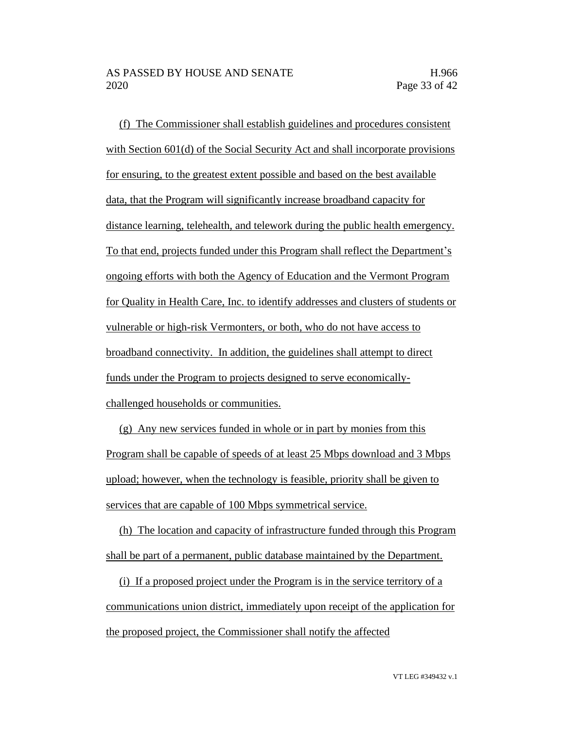(f) The Commissioner shall establish guidelines and procedures consistent with Section 601(d) of the Social Security Act and shall incorporate provisions for ensuring, to the greatest extent possible and based on the best available data, that the Program will significantly increase broadband capacity for distance learning, telehealth, and telework during the public health emergency. To that end, projects funded under this Program shall reflect the Department's ongoing efforts with both the Agency of Education and the Vermont Program for Quality in Health Care, Inc. to identify addresses and clusters of students or vulnerable or high-risk Vermonters, or both, who do not have access to broadband connectivity. In addition, the guidelines shall attempt to direct funds under the Program to projects designed to serve economically-challenged households or communities.

(g) Any new services funded in whole or in part by monies from this Program shall be capable of speeds of at least 25 Mbps download and 3 Mbps upload; however, when the technology is feasible, priority shall be given to services that are capable of 100 Mbps symmetrical service.

(h) The location and capacity of infrastructure funded through this Program shall be part of a permanent, public database maintained by the Department.

(i) If a proposed project under the Program is in the service territory of a communications union district, immediately upon receipt of the application for the proposed project, the Commissioner shall notify the affected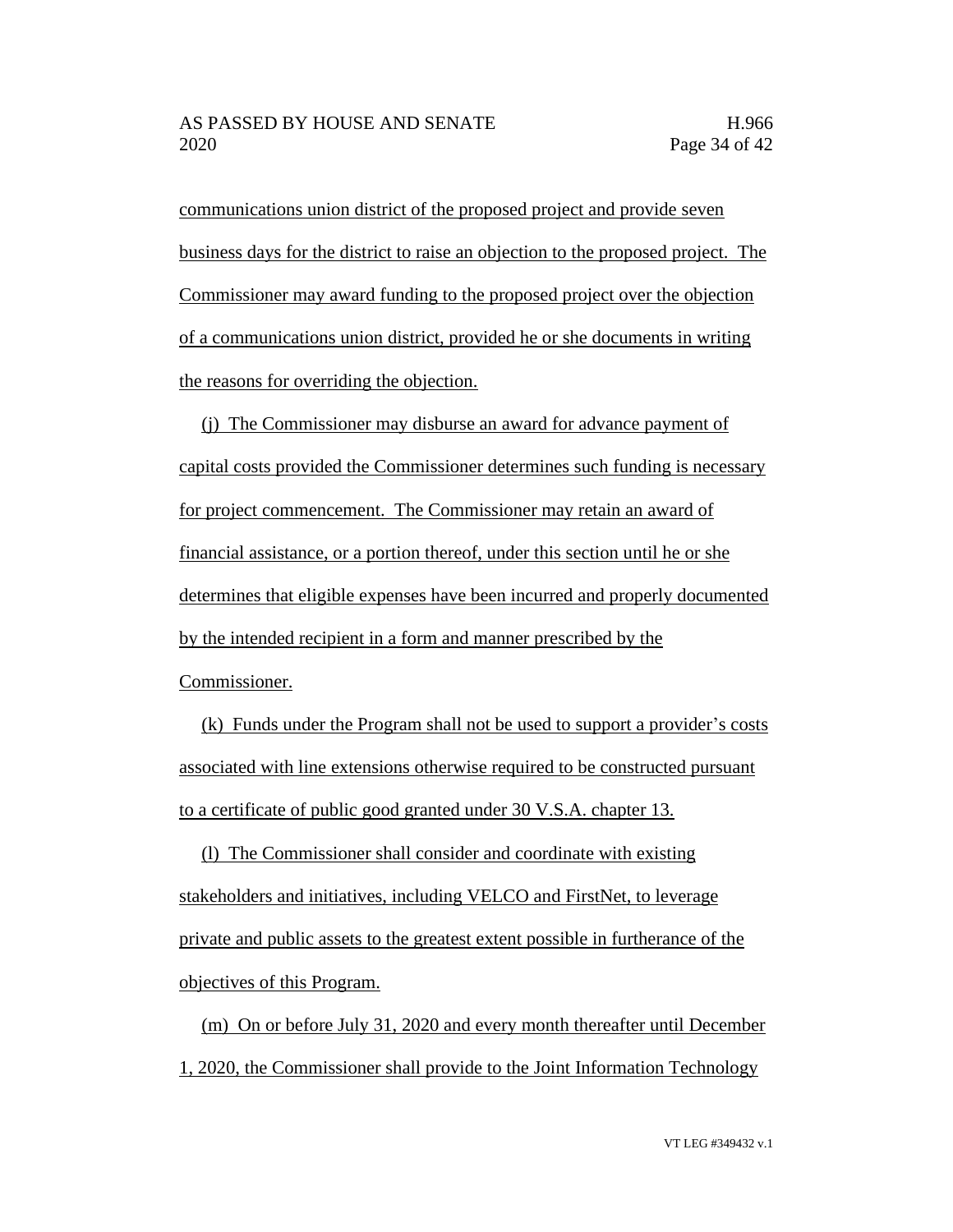communications union district of the proposed project and provide seven business days for the district to raise an objection to the proposed project. The Commissioner may award funding to the proposed project over the objection of a communications union district, provided he or she documents in writing the reasons for overriding the objection.

(j) The Commissioner may disburse an award for advance payment of capital costs provided the Commissioner determines such funding is necessary for project commencement. The Commissioner may retain an award of financial assistance, or a portion thereof, under this section until he or she determines that eligible expenses have been incurred and properly documented by the intended recipient in a form and manner prescribed by the Commissioner.

(k) Funds under the Program shall not be used to support a provider's costs associated with line extensions otherwise required to be constructed pursuant to a certificate of public good granted under 30 V.S.A. chapter 13.

(l) The Commissioner shall consider and coordinate with existing stakeholders and initiatives, including VELCO and FirstNet, to leverage private and public assets to the greatest extent possible in furtherance of the objectives of this Program.

(m) On or before July 31, 2020 and every month thereafter until December 1, 2020, the Commissioner shall provide to the Joint Information Technology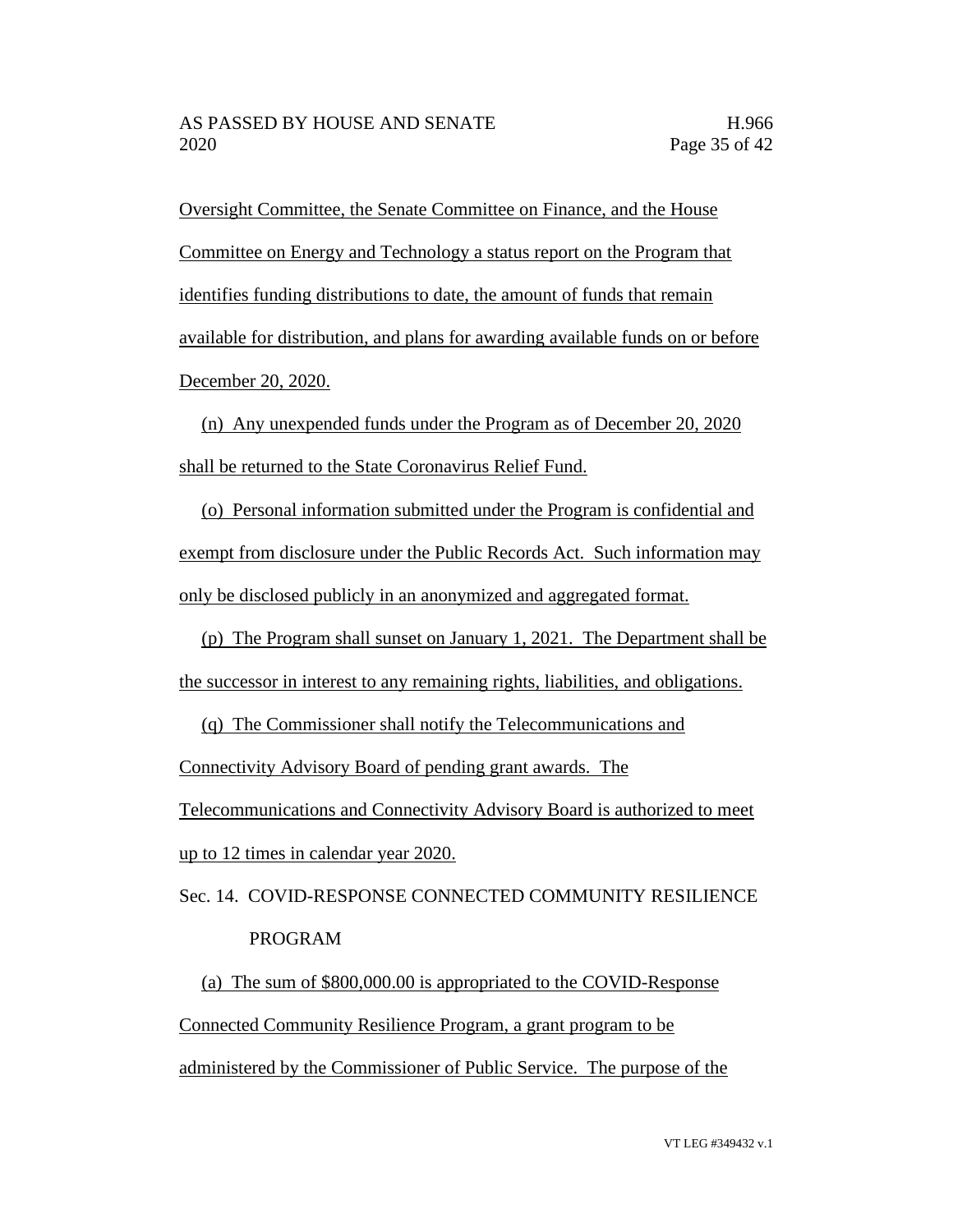Oversight Committee, the Senate Committee on Finance, and the House Committee on Energy and Technology a status report on the Program that identifies funding distributions to date, the amount of funds that remain available for distribution, and plans for awarding available funds on or before December 20, 2020.

(n) Any unexpended funds under the Program as of December 20, 2020 shall be returned to the State Coronavirus Relief Fund.

(o) Personal information submitted under the Program is confidential and exempt from disclosure under the Public Records Act. Such information may only be disclosed publicly in an anonymized and aggregated format.

(p) The Program shall sunset on January 1, 2021. The Department shall be the successor in interest to any remaining rights, liabilities, and obligations.

(q) The Commissioner shall notify the Telecommunications and Connectivity Advisory Board of pending grant awards. The Telecommunications and Connectivity Advisory Board is authorized to meet up to 12 times in calendar year 2020.

Sec. 14. COVID-RESPONSE CONNECTED COMMUNITY RESILIENCE PROGRAM

(a) The sum of $800,000.00 is appropriated to the COVID-Response Connected Community Resilience Program, a grant program to be administered by the Commissioner of Public Service. The purpose of the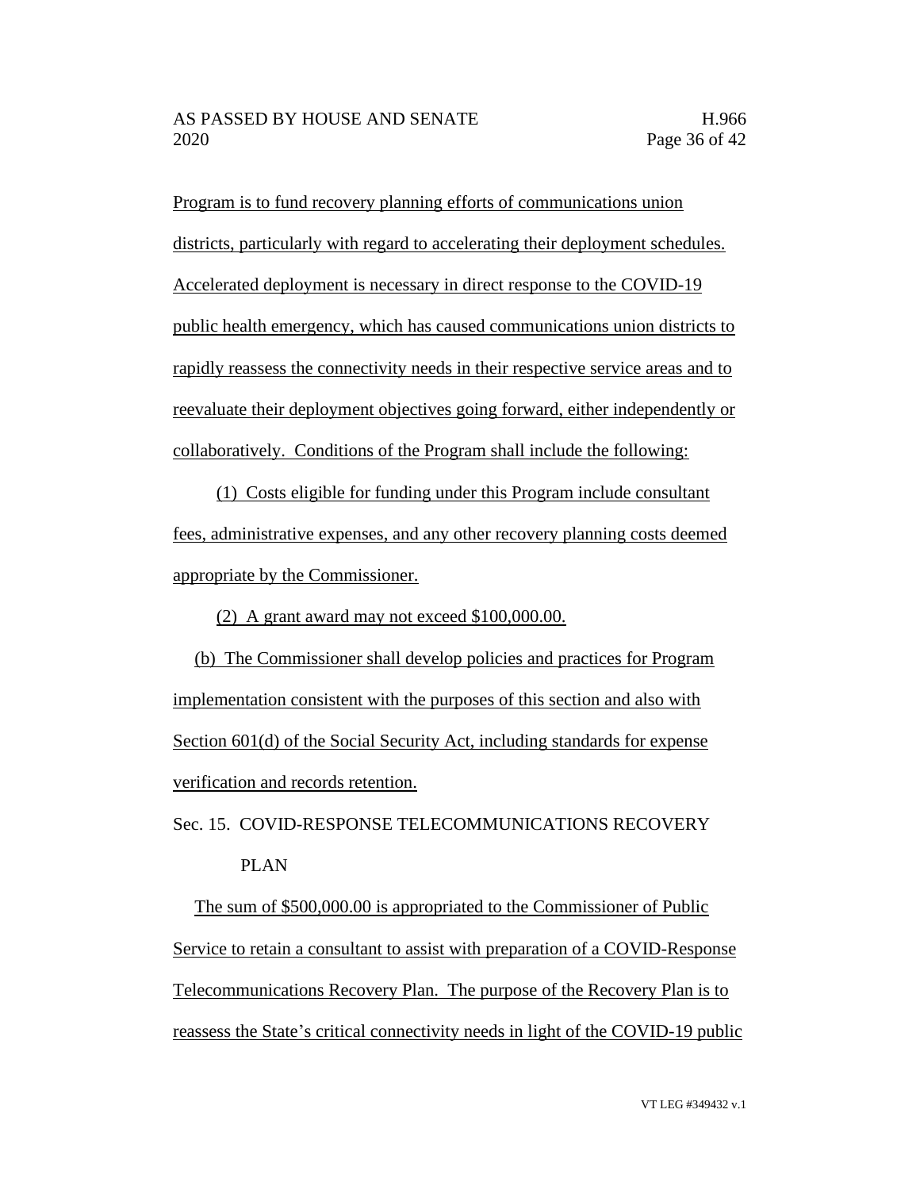Program is to fund recovery planning efforts of communications union districts, particularly with regard to accelerating their deployment schedules. Accelerated deployment is necessary in direct response to the COVID-19 public health emergency, which has caused communications union districts to rapidly reassess the connectivity needs in their respective service areas and to reevaluate their deployment objectives going forward, either independently or collaboratively. Conditions of the Program shall include the following:

(1) Costs eligible for funding under this Program include consultant fees, administrative expenses, and any other recovery planning costs deemed appropriate by the Commissioner.

(2) A grant award may not exceed $100,000.00.

(b) The Commissioner shall develop policies and practices for Program implementation consistent with the purposes of this section and also with Section 601(d) of the Social Security Act, including standards for expense verification and records retention.

Sec. 15. COVID-RESPONSE TELECOMMUNICATIONS RECOVERY PLAN

The sum of $500,000.00 is appropriated to the Commissioner of Public Service to retain a consultant to assist with preparation of a COVID-Response Telecommunications Recovery Plan. The purpose of the Recovery Plan is to reassess the State's critical connectivity needs in light of the COVID-19 public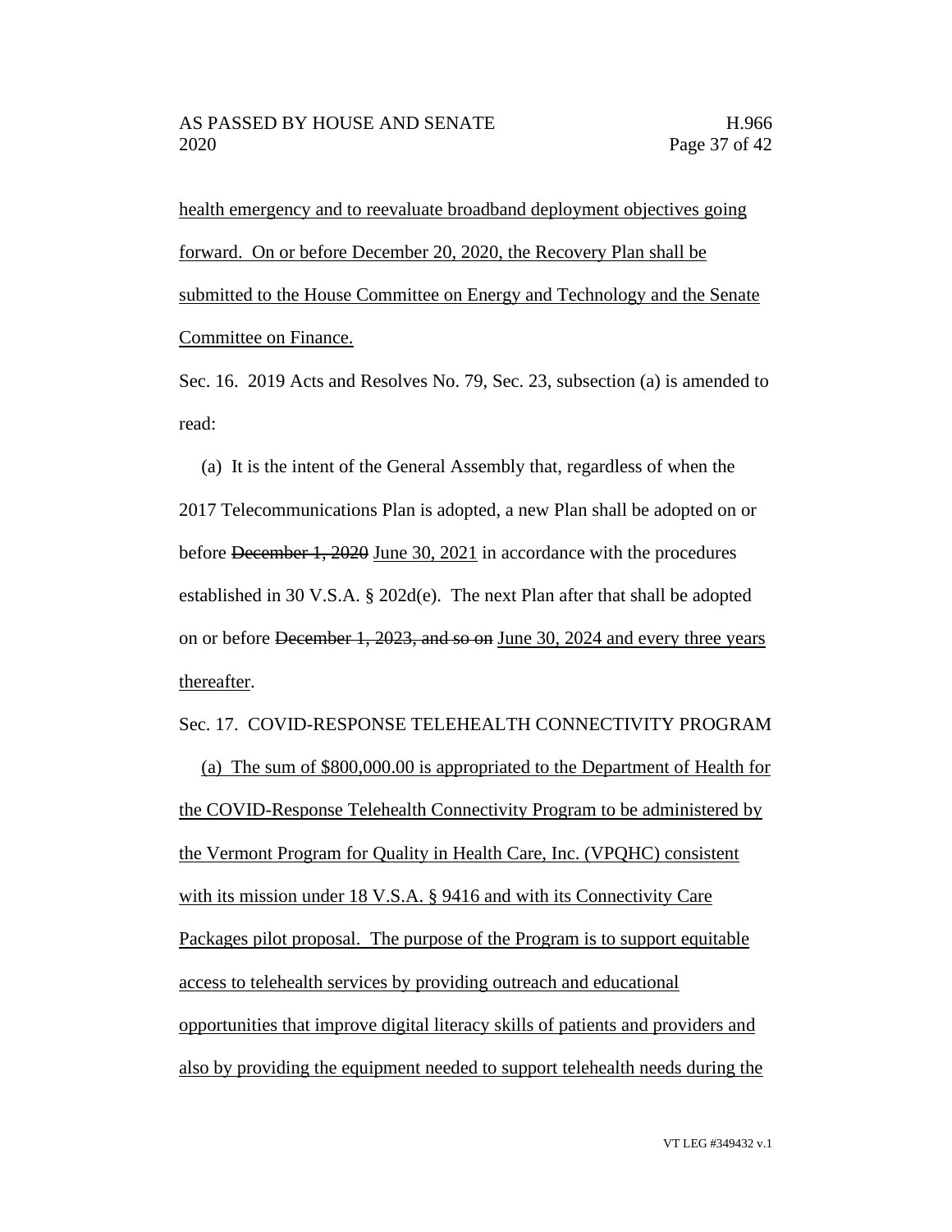health emergency and to reevaluate broadband deployment objectives going forward. On or before December 20, 2020, the Recovery Plan shall be submitted to the House Committee on Energy and Technology and the Senate Committee on Finance.

Sec. 16. 2019 Acts and Resolves No. 79, Sec. 23, subsection (a) is amended to read:

(a) It is the intent of the General Assembly that, regardless of when the 2017 Telecommunications Plan is adopted, a new Plan shall be adopted on or before ~~December 1, 2020~~ June 30, 2021 in accordance with the procedures established in 30 V.S.A. § 202d(e). The next Plan after that shall be adopted on or before ~~December 1, 2023, and so on~~ June 30, 2024 and every three years thereafter.

Sec. 17. COVID-RESPONSE TELEHEALTH CONNECTIVITY PROGRAM

(a) The sum of $800,000.00 is appropriated to the Department of Health for the COVID-Response Telehealth Connectivity Program to be administered by the Vermont Program for Quality in Health Care, Inc. (VPQHC) consistent with its mission under 18 V.S.A. § 9416 and with its Connectivity Care Packages pilot proposal. The purpose of the Program is to support equitable access to telehealth services by providing outreach and educational opportunities that improve digital literacy skills of patients and providers and also by providing the equipment needed to support telehealth needs during the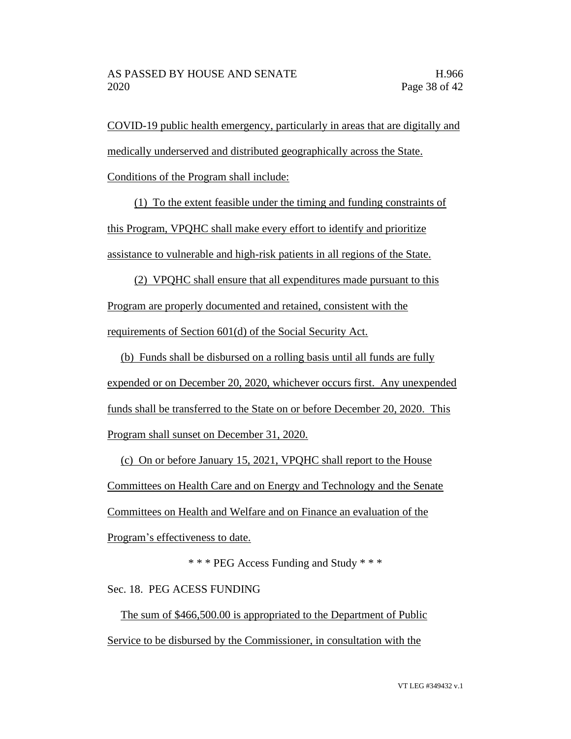COVID-19 public health emergency, particularly in areas that are digitally and medically underserved and distributed geographically across the State. Conditions of the Program shall include:

(1) To the extent feasible under the timing and funding constraints of this Program, VPQHC shall make every effort to identify and prioritize assistance to vulnerable and high-risk patients in all regions of the State.

(2) VPQHC shall ensure that all expenditures made pursuant to this Program are properly documented and retained, consistent with the requirements of Section 601(d) of the Social Security Act.

(b) Funds shall be disbursed on a rolling basis until all funds are fully expended or on December 20, 2020, whichever occurs first. Any unexpended funds shall be transferred to the State on or before December 20, 2020. This Program shall sunset on December 31, 2020.

(c) On or before January 15, 2021, VPQHC shall report to the House Committees on Health Care and on Energy and Technology and the Senate Committees on Health and Welfare and on Finance an evaluation of the Program's effectiveness to date.

\* \* \* PEG Access Funding and Study \* \* \*

Sec. 18. PEG ACESS FUNDING

The sum of $466,500.00 is appropriated to the Department of Public Service to be disbursed by the Commissioner, in consultation with the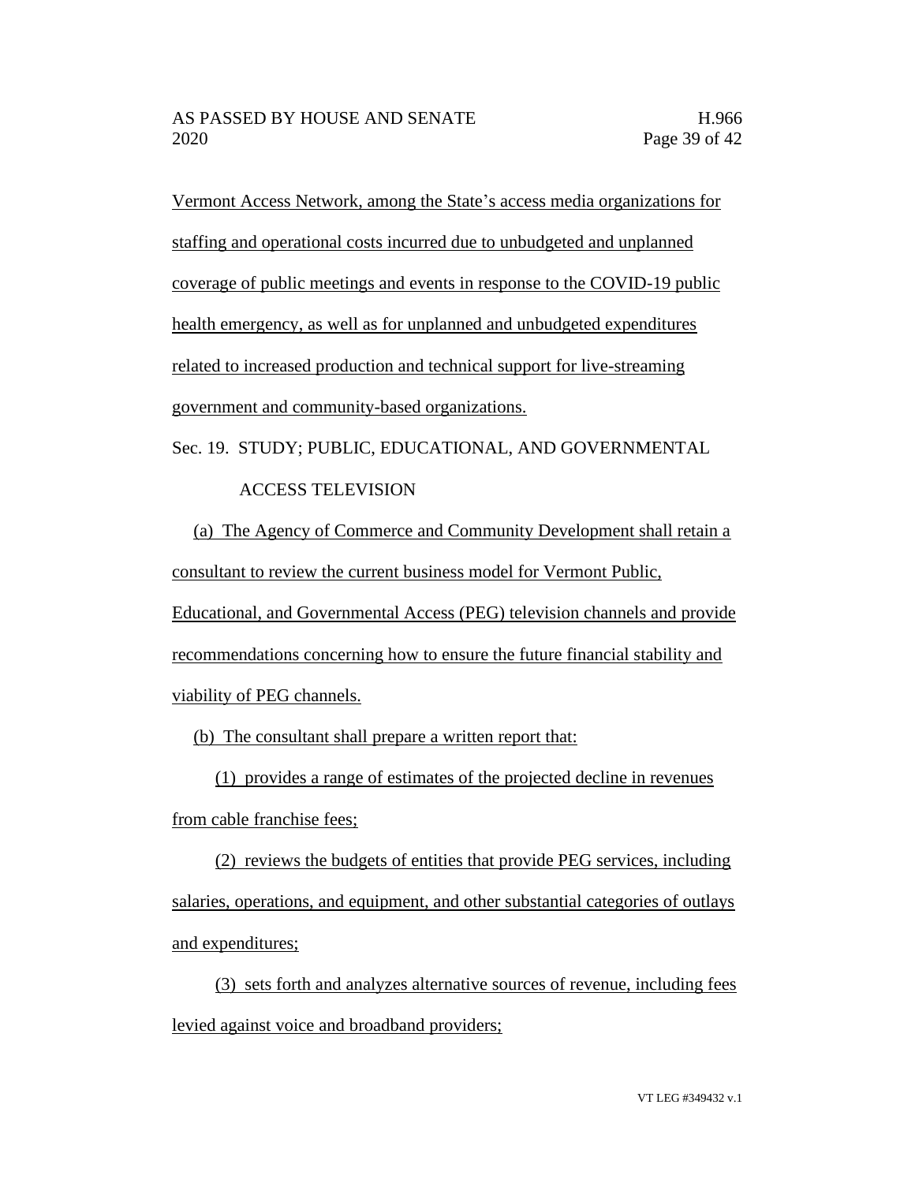Vermont Access Network, among the State's access media organizations for staffing and operational costs incurred due to unbudgeted and unplanned coverage of public meetings and events in response to the COVID-19 public health emergency, as well as for unplanned and unbudgeted expenditures related to increased production and technical support for live-streaming government and community-based organizations.

Sec. 19. STUDY; PUBLIC, EDUCATIONAL, AND GOVERNMENTAL ACCESS TELEVISION

(a) The Agency of Commerce and Community Development shall retain a consultant to review the current business model for Vermont Public, Educational, and Governmental Access (PEG) television channels and provide recommendations concerning how to ensure the future financial stability and viability of PEG channels.

(b) The consultant shall prepare a written report that:

(1) provides a range of estimates of the projected decline in revenues from cable franchise fees;

(2) reviews the budgets of entities that provide PEG services, including salaries, operations, and equipment, and other substantial categories of outlays and expenditures;

(3) sets forth and analyzes alternative sources of revenue, including fees levied against voice and broadband providers;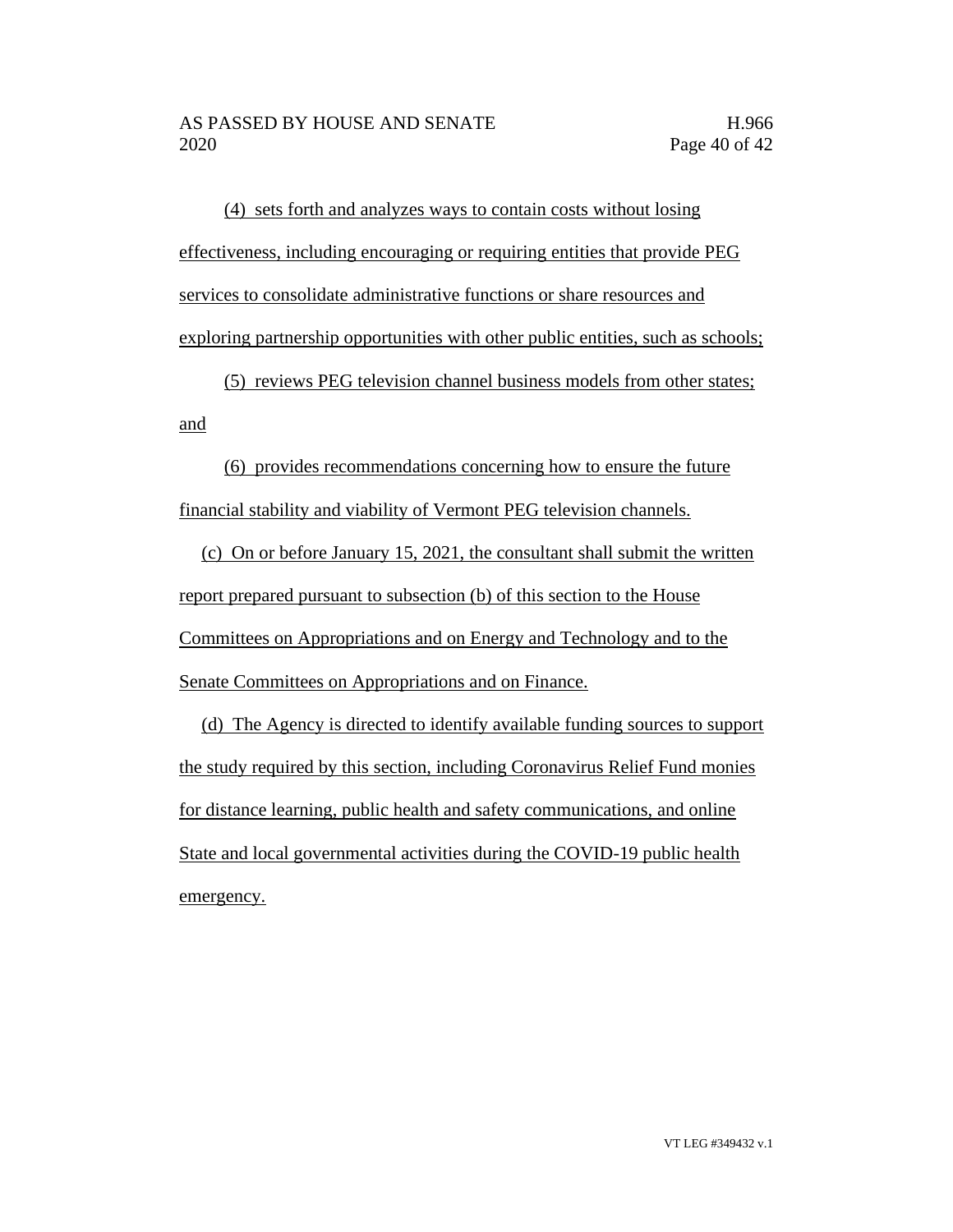(4) sets forth and analyzes ways to contain costs without losing effectiveness, including encouraging or requiring entities that provide PEG services to consolidate administrative functions or share resources and exploring partnership opportunities with other public entities, such as schools;

(5) reviews PEG television channel business models from other states; and

(6) provides recommendations concerning how to ensure the future financial stability and viability of Vermont PEG television channels.

(c) On or before January 15, 2021, the consultant shall submit the written report prepared pursuant to subsection (b) of this section to the House Committees on Appropriations and on Energy and Technology and to the Senate Committees on Appropriations and on Finance.

(d) The Agency is directed to identify available funding sources to support the study required by this section, including Coronavirus Relief Fund monies for distance learning, public health and safety communications, and online State and local governmental activities during the COVID-19 public health emergency.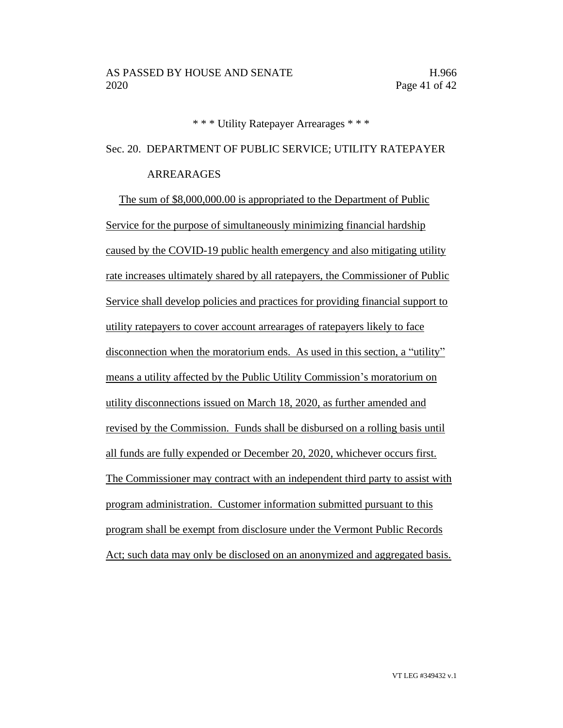\* \* \* Utility Ratepayer Arrearages \* \* \*

Sec. 20. DEPARTMENT OF PUBLIC SERVICE; UTILITY RATEPAYER ARREARAGES

The sum of $8,000,000.00 is appropriated to the Department of Public Service for the purpose of simultaneously minimizing financial hardship caused by the COVID-19 public health emergency and also mitigating utility rate increases ultimately shared by all ratepayers, the Commissioner of Public Service shall develop policies and practices for providing financial support to utility ratepayers to cover account arrearages of ratepayers likely to face disconnection when the moratorium ends. As used in this section, a "utility" means a utility affected by the Public Utility Commission's moratorium on utility disconnections issued on March 18, 2020, as further amended and revised by the Commission. Funds shall be disbursed on a rolling basis until all funds are fully expended or December 20, 2020, whichever occurs first. The Commissioner may contract with an independent third party to assist with program administration. Customer information submitted pursuant to this program shall be exempt from disclosure under the Vermont Public Records Act; such data may only be disclosed on an anonymized and aggregated basis.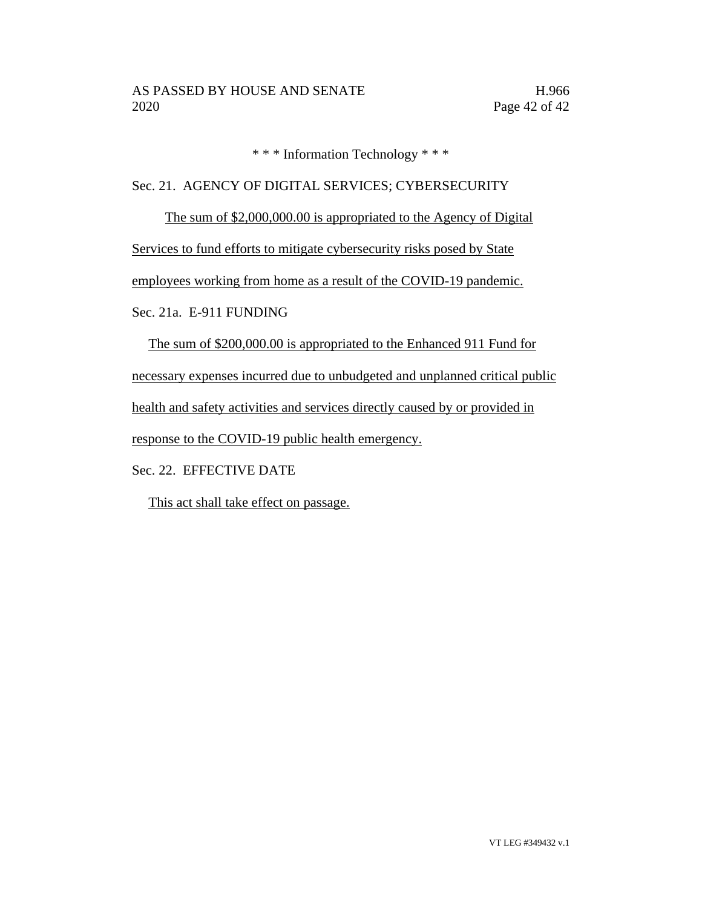\* \* \* Information Technology \* \* \*

Sec. 21. AGENCY OF DIGITAL SERVICES; CYBERSECURITY

The sum of $2,000,000.00 is appropriated to the Agency of Digital Services to fund efforts to mitigate cybersecurity risks posed by State employees working from home as a result of the COVID-19 pandemic.

Sec. 21a. E-911 FUNDING

The sum of $200,000.00 is appropriated to the Enhanced 911 Fund for necessary expenses incurred due to unbudgeted and unplanned critical public health and safety activities and services directly caused by or provided in response to the COVID-19 public health emergency.

Sec. 22. EFFECTIVE DATE

This act shall take effect on passage.